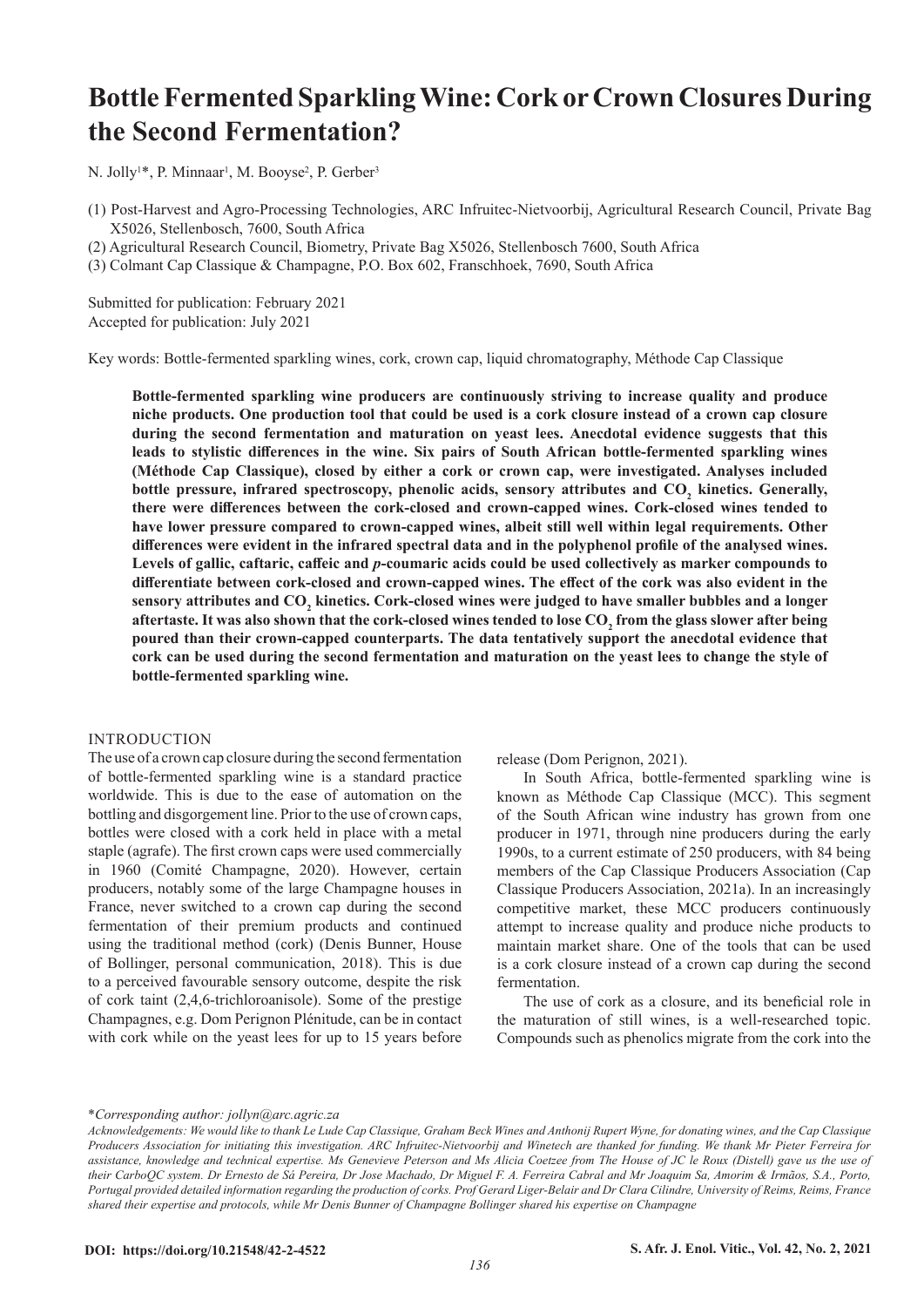# Bottle Fermented Sparkling Wine: Cork or Crown Closures During the Second Fermentation?

N. Jolly[1]*, P. Minnaar[1], M. Booyse[2], P. Gerber[3]

(1) Post-Harvest and Agro-Processing Technologies, ARC Infruitec-Nietvoorbij, Agricultural Research Council, Private Bag X5026, Stellenbosch, 7600, South Africa

(2) Agricultural Research Council, Biometry, Private Bag X5026, Stellenbosch 7600, South Africa

(3) Colmant Cap Classique & Champagne, P.O. Box 602, Franschhoek, 7690, South Africa

Submitted for publication: February 2021
Accepted for publication: July 2021

Key words: Bottle-fermented sparkling wines, cork, crown cap, liquid chromatography, Méthode Cap Classique

**Bottle-fermented sparkling wine producers are continuously striving to increase quality and produce niche products. One production tool that could be used is a cork closure instead of a crown cap closure during the second fermentation and maturation on yeast lees. Anecdotal evidence suggests that this leads to stylistic differences in the wine. Six pairs of South African bottle-fermented sparkling wines (Méthode Cap Classique), closed by either a cork or crown cap, were investigated. Analyses included bottle pressure, infrared spectroscopy, phenolic acids, sensory attributes and $CO_2$ kinetics. Generally, there were differences between the cork-closed and crown-capped wines. Cork-closed wines tended to have lower pressure compared to crown-capped wines, albeit still well within legal requirements. Other differences were evident in the infrared spectral data and in the polyphenol profile of the analysed wines. Levels of gallic, caftaric, caffeic and *p*-coumaric acids could be used collectively as marker compounds to differentiate between cork-closed and crown-capped wines. The effect of the cork was also evident in the sensory attributes and $CO_2$ kinetics. Cork-closed wines were judged to have smaller bubbles and a longer aftertaste. It was also shown that the cork-closed wines tended to lose $CO_2$ from the glass slower after being poured than their crown-capped counterparts. The data tentatively support the anecdotal evidence that cork can be used during the second fermentation and maturation on the yeast lees to change the style of bottle-fermented sparkling wine.**

## INTRODUCTION

The use of a crown cap closure during the second fermentation of bottle-fermented sparkling wine is a standard practice worldwide. This is due to the ease of automation on the bottling and disgorgement line. Prior to the use of crown caps, bottles were closed with a cork held in place with a metal staple (agrafe). The first crown caps were used commercially in 1960 (Comité Champagne, 2020). However, certain producers, notably some of the large Champagne houses in France, never switched to a crown cap during the second fermentation of their premium products and continued using the traditional method (cork) (Denis Bunner, House of Bollinger, personal communication, 2018). This is due to a perceived favourable sensory outcome, despite the risk of cork taint (2,4,6-trichloroanisole). Some of the prestige Champagnes, e.g. Dom Perignon Plénitude, can be in contact with cork while on the yeast lees for up to 15 years before release (Dom Perignon, 2021).

In South Africa, bottle-fermented sparkling wine is known as Méthode Cap Classique (MCC). This segment of the South African wine industry has grown from one producer in 1971, through nine producers during the early 1990s, to a current estimate of 250 producers, with 84 being members of the Cap Classique Producers Association (Cap Classique Producers Association, 2021a). In an increasingly competitive market, these MCC producers continuously attempt to increase quality and produce niche products to maintain market share. One of the tools that can be used is a cork closure instead of a crown cap during the second fermentation.

The use of cork as a closure, and its beneficial role in the maturation of still wines, is a well-researched topic. Compounds such as phenolics migrate from the cork into the

*Corresponding author: jollyn@arc.agric.za

*Acknowledgements: We would like to thank Le Lude Cap Classique, Graham Beck Wines and Anthonij Rupert Wyne, for donating wines, and the Cap Classique Producers Association for initiating this investigation. ARC Infruitec-Nietvoorbij and Winetech are thanked for funding. We thank Mr Pieter Ferreira for assistance, knowledge and technical expertise. Ms Genevieve Peterson and Ms Alicia Coetzee from The House of JC le Roux (Distell) gave us the use of their CarboQC system. Dr Ernesto de Sá Pereira, Dr Jose Machado, Dr Miguel F. A. Ferreira Cabral and Mr Joaquim Sa, Amorim & Irmãos, S.A., Porto, Portugal provided detailed information regarding the production of corks. Prof Gerard Liger-Belair and Dr Clara Cilindre, University of Reims, Reims, France shared their expertise and protocols, while Mr Denis Bunner of Champagne Bollinger shared his expertise on Champagne*

DOI: https://doi.org/10.21548/42-2-4522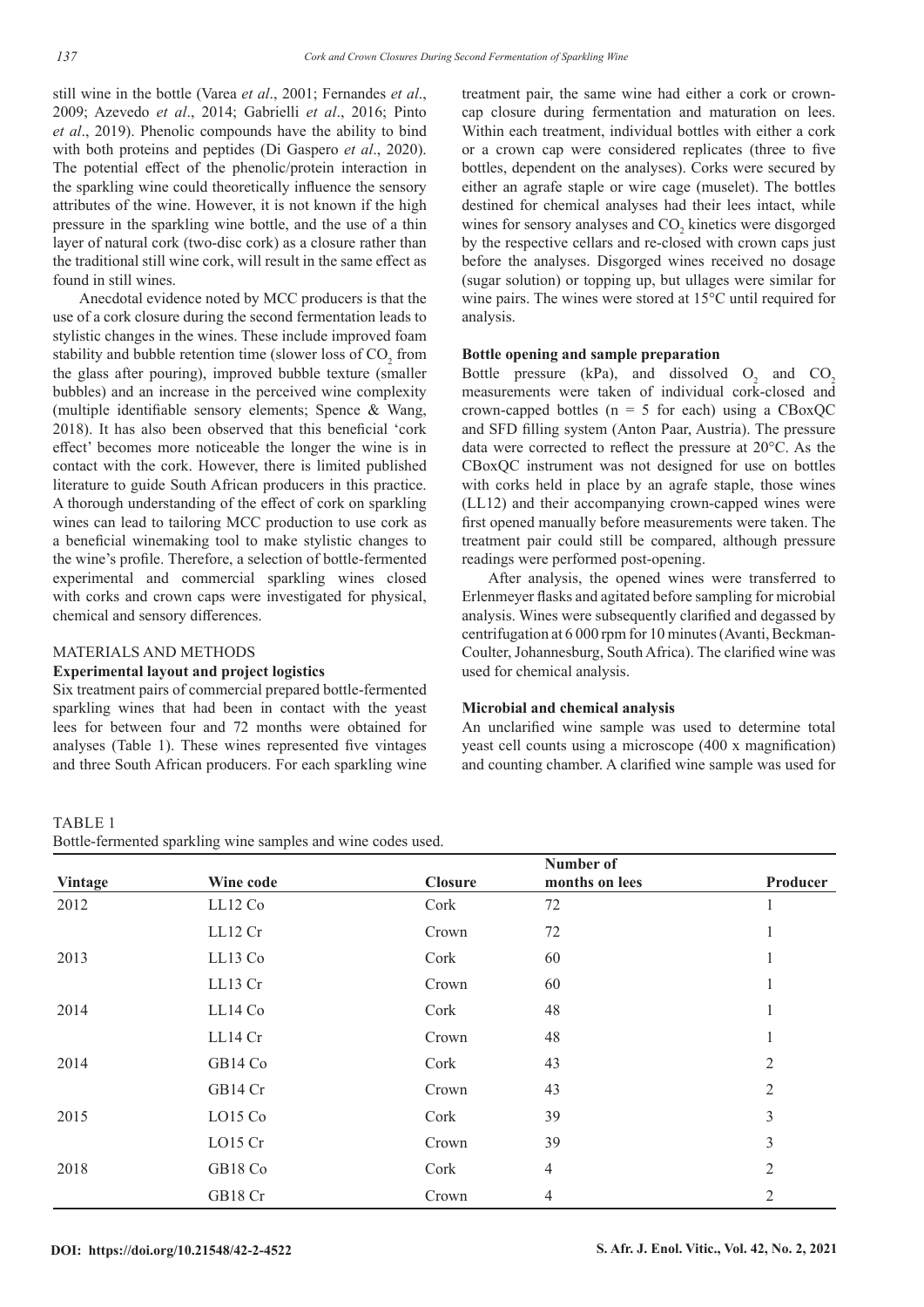still wine in the bottle (Varea *et al*., 2001; Fernandes *et al*., 2009; Azevedo *et al*., 2014; Gabrielli *et al*., 2016; Pinto *et al*., 2019). Phenolic compounds have the ability to bind with both proteins and peptides (Di Gaspero *et al*., 2020). The potential effect of the phenolic/protein interaction in the sparkling wine could theoretically influence the sensory attributes of the wine. However, it is not known if the high pressure in the sparkling wine bottle, and the use of a thin layer of natural cork (two-disc cork) as a closure rather than the traditional still wine cork, will result in the same effect as found in still wines.

Anecdotal evidence noted by MCC producers is that the use of a cork closure during the second fermentation leads to stylistic changes in the wines. These include improved foam stability and bubble retention time (slower loss of $CO_2$ from the glass after pouring), improved bubble texture (smaller bubbles) and an increase in the perceived wine complexity (multiple identifiable sensory elements; Spence & Wang, 2018). It has also been observed that this beneficial 'cork effect' becomes more noticeable the longer the wine is in contact with the cork. However, there is limited published literature to guide South African producers in this practice. A thorough understanding of the effect of cork on sparkling wines can lead to tailoring MCC production to use cork as a beneficial winemaking tool to make stylistic changes to the wine's profile. Therefore, a selection of bottle-fermented experimental and commercial sparkling wines closed with corks and crown caps were investigated for physical, chemical and sensory differences.

## MATERIALS AND METHODS

### Experimental layout and project logistics

Six treatment pairs of commercial prepared bottle-fermented sparkling wines that had been in contact with the yeast lees for between four and 72 months were obtained for analyses (Table 1). These wines represented five vintages and three South African producers. For each sparkling wine treatment pair, the same wine had either a cork or crown-cap closure during fermentation and maturation on lees. Within each treatment, individual bottles with either a cork or a crown cap were considered replicates (three to five bottles, dependent on the analyses). Corks were secured by either an agrafe staple or wire cage (muselet). The bottles destined for chemical analyses had their lees intact, while wines for sensory analyses and $CO_2$ kinetics were disgorged by the respective cellars and re-closed with crown caps just before the analyses. Disgorged wines received no dosage (sugar solution) or topping up, but ullages were similar for wine pairs. The wines were stored at 15°C until required for analysis.

### Bottle opening and sample preparation

Bottle pressure (kPa), and dissolved $O_2$ and $CO_2$ measurements were taken of individual cork-closed and crown-capped bottles ($n = 5$ for each) using a CBoxQC and SFD filling system (Anton Paar, Austria). The pressure data were corrected to reflect the pressure at 20°C. As the CBoxQC instrument was not designed for use on bottles with corks held in place by an agrafe staple, those wines (LL12) and their accompanying crown-capped wines were first opened manually before measurements were taken. The treatment pair could still be compared, although pressure readings were performed post-opening.

After analysis, the opened wines were transferred to Erlenmeyer flasks and agitated before sampling for microbial analysis. Wines were subsequently clarified and degassed by centrifugation at 6 000 rpm for 10 minutes (Avanti, Beckman-Coulter, Johannesburg, South Africa). The clarified wine was used for chemical analysis.

### Microbial and chemical analysis

An unclarified wine sample was used to determine total yeast cell counts using a microscope (400 x magnification) and counting chamber. A clarified wine sample was used for

TABLE 1
Bottle-fermented sparkling wine samples and wine codes used.

| Vintage | Wine code | Closure | Number of months on lees | Producer |
|---|---|---|---|---|
| 2012 | LL12 Co | Cork | 72 | 1 |
| | LL12 Cr | Crown | 72 | 1 |
| 2013 | LL13 Co | Cork | 60 | 1 |
| | LL13 Cr | Crown | 60 | 1 |
| 2014 | LL14 Co | Cork | 48 | 1 |
| | LL14 Cr | Crown | 48 | 1 |
| 2014 | GB14 Co | Cork | 43 | 2 |
| | GB14 Cr | Crown | 43 | 2 |
| 2015 | LO15 Co | Cork | 39 | 3 |
| | LO15 Cr | Crown | 39 | 3 |
| 2018 | GB18 Co | Cork | 4 | 2 |
| | GB18 Cr | Crown | 4 | 2 |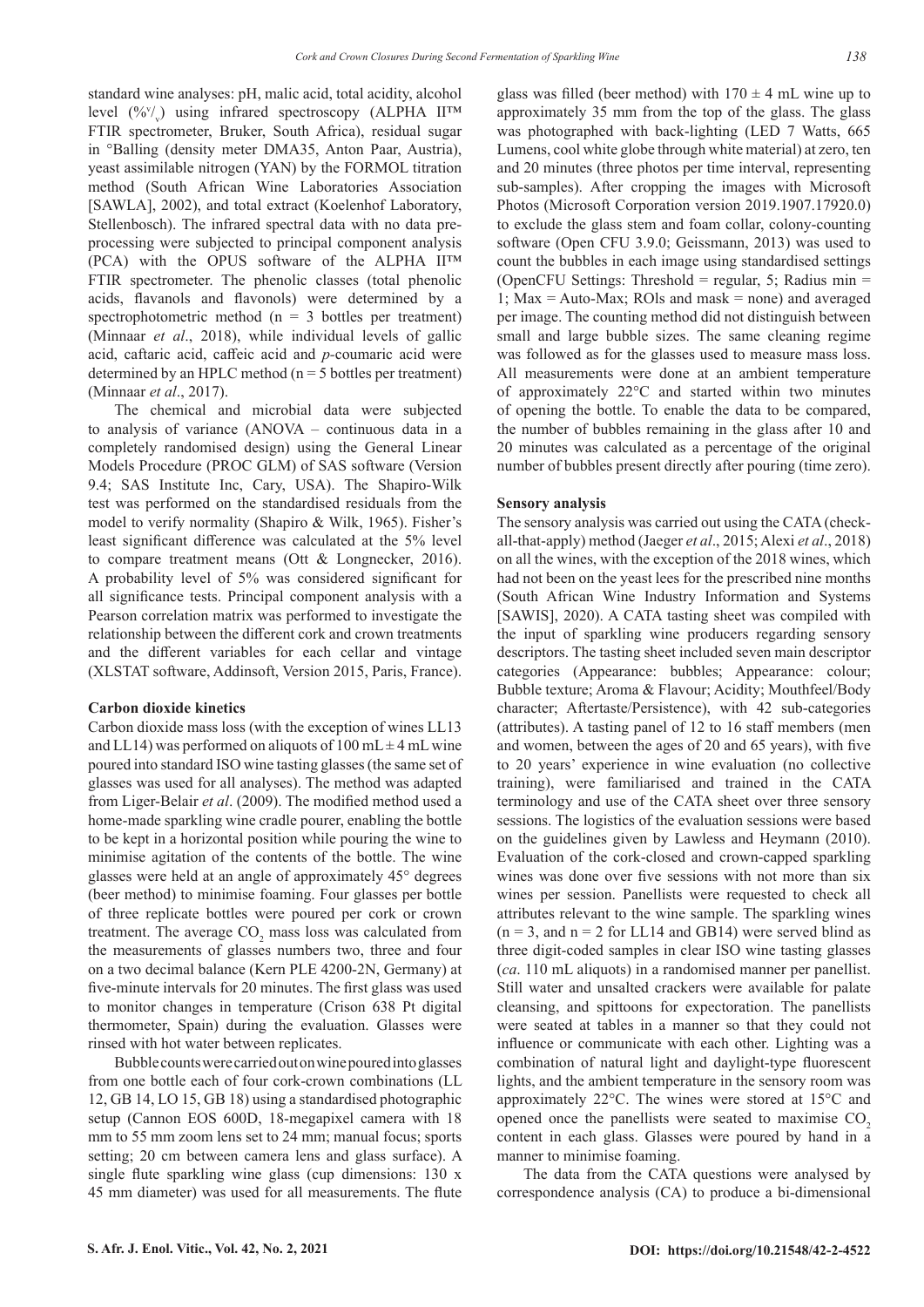standard wine analyses: pH, malic acid, total acidity, alcohol level (%$^{v}/_{v}$) using infrared spectroscopy (ALPHA II™ FTIR spectrometer, Bruker, South Africa), residual sugar in °Balling (density meter DMA35, Anton Paar, Austria), yeast assimilable nitrogen (YAN) by the FORMOL titration method (South African Wine Laboratories Association [SAWLA], 2002), and total extract (Koelenhof Laboratory, Stellenbosch). The infrared spectral data with no data pre-processing were subjected to principal component analysis (PCA) with the OPUS software of the ALPHA II™ FTIR spectrometer. The phenolic classes (total phenolic acids, flavanols and flavonols) were determined by a spectrophotometric method (n = 3 bottles per treatment) (Minnaar *et al*., 2018), while individual levels of gallic acid, caftaric acid, caffeic acid and *p*-coumaric acid were determined by an HPLC method (n = 5 bottles per treatment) (Minnaar *et al*., 2017).

The chemical and microbial data were subjected to analysis of variance (ANOVA – continuous data in a completely randomised design) using the General Linear Models Procedure (PROC GLM) of SAS software (Version 9.4; SAS Institute Inc, Cary, USA). The Shapiro-Wilk test was performed on the standardised residuals from the model to verify normality (Shapiro & Wilk, 1965). Fisher's least significant difference was calculated at the 5% level to compare treatment means (Ott & Longnecker, 2016). A probability level of 5% was considered significant for all significance tests. Principal component analysis with a Pearson correlation matrix was performed to investigate the relationship between the different cork and crown treatments and the different variables for each cellar and vintage (XLSTAT software, Addinsoft, Version 2015, Paris, France).

**Carbon dioxide kinetics**

Carbon dioxide mass loss (with the exception of wines LL13 and LL14) was performed on aliquots of 100 mL ± 4 mL wine poured into standard ISO wine tasting glasses (the same set of glasses was used for all analyses). The method was adapted from Liger-Belair *et al*. (2009). The modified method used a home-made sparkling wine cradle pourer, enabling the bottle to be kept in a horizontal position while pouring the wine to minimise agitation of the contents of the bottle. The wine glasses were held at an angle of approximately 45° degrees (beer method) to minimise foaming. Four glasses per bottle of three replicate bottles were poured per cork or crown treatment. The average $CO_2$ mass loss was calculated from the measurements of glasses numbers two, three and four on a two decimal balance (Kern PLE 4200-2N, Germany) at five-minute intervals for 20 minutes. The first glass was used to monitor changes in temperature (Crison 638 Pt digital thermometer, Spain) during the evaluation. Glasses were rinsed with hot water between replicates.

Bubble counts were carried out on wine poured into glasses from one bottle each of four cork-crown combinations (LL 12, GB 14, LO 15, GB 18) using a standardised photographic setup (Cannon EOS 600D, 18-megapixel camera with 18 mm to 55 mm zoom lens set to 24 mm; manual focus; sports setting; 20 cm between camera lens and glass surface). A single flute sparkling wine glass (cup dimensions: 130 x 45 mm diameter) was used for all measurements. The flute glass was filled (beer method) with 170 ± 4 mL wine up to approximately 35 mm from the top of the glass. The glass was photographed with back-lighting (LED 7 Watts, 665 Lumens, cool white globe through white material) at zero, ten and 20 minutes (three photos per time interval, representing sub-samples). After cropping the images with Microsoft Photos (Microsoft Corporation version 2019.1907.17920.0) to exclude the glass stem and foam collar, colony-counting software (Open CFU 3.9.0; Geissmann, 2013) was used to count the bubbles in each image using standardised settings (OpenCFU Settings: Threshold = regular, 5; Radius min = 1; Max = Auto-Max; ROIs and mask = none) and averaged per image. The counting method did not distinguish between small and large bubble sizes. The same cleaning regime was followed as for the glasses used to measure mass loss. All measurements were done at an ambient temperature of approximately 22°C and started within two minutes of opening the bottle. To enable the data to be compared, the number of bubbles remaining in the glass after 10 and 20 minutes was calculated as a percentage of the original number of bubbles present directly after pouring (time zero).

**Sensory analysis**

The sensory analysis was carried out using the CATA (check-all-that-apply) method (Jaeger *et al*., 2015; Alexi *et al*., 2018) on all the wines, with the exception of the 2018 wines, which had not been on the yeast lees for the prescribed nine months (South African Wine Industry Information and Systems [SAWIS], 2020). A CATA tasting sheet was compiled with the input of sparkling wine producers regarding sensory descriptors. The tasting sheet included seven main descriptor categories (Appearance: bubbles; Appearance: colour; Bubble texture; Aroma & Flavour; Acidity; Mouthfeel/Body character; Aftertaste/Persistence), with 42 sub-categories (attributes). A tasting panel of 12 to 16 staff members (men and women, between the ages of 20 and 65 years), with five to 20 years' experience in wine evaluation (no collective training), were familiarised and trained in the CATA terminology and use of the CATA sheet over three sensory sessions. The logistics of the evaluation sessions were based on the guidelines given by Lawless and Heymann (2010). Evaluation of the cork-closed and crown-capped sparkling wines was done over five sessions with not more than six wines per session. Panellists were requested to check all attributes relevant to the wine sample. The sparkling wines (n = 3, and n = 2 for LL14 and GB14) were served blind as three digit-coded samples in clear ISO wine tasting glasses (*ca*. 110 mL aliquots) in a randomised manner per panellist. Still water and unsalted crackers were available for palate cleansing, and spittoons for expectoration. The panellists were seated at tables in a manner so that they could not influence or communicate with each other. Lighting was a combination of natural light and daylight-type fluorescent lights, and the ambient temperature in the sensory room was approximately 22°C. The wines were stored at 15°C and opened once the panellists were seated to maximise $CO_2$ content in each glass. Glasses were poured by hand in a manner to minimise foaming.

The data from the CATA questions were analysed by correspondence analysis (CA) to produce a bi-dimensional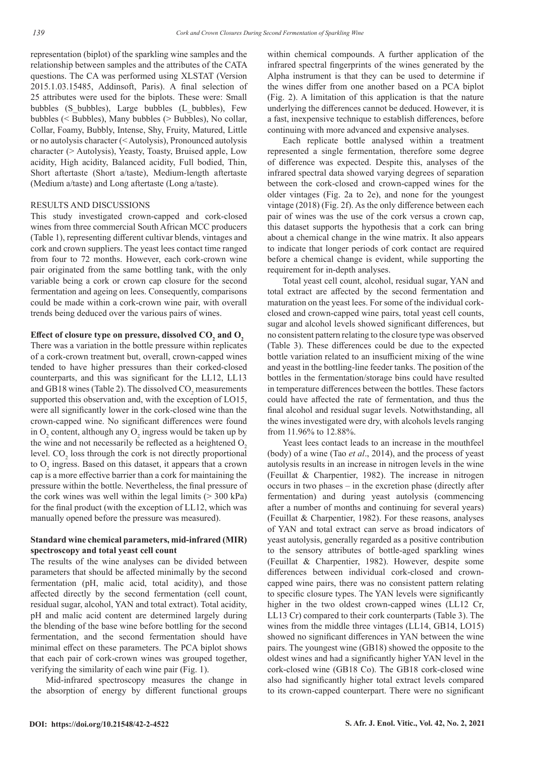representation (biplot) of the sparkling wine samples and the relationship between samples and the attributes of the CATA questions. The CA was performed using XLSTAT (Version 2015.1.03.15485, Addinsoft, Paris). A final selection of 25 attributes were used for the biplots. These were: Small bubbles (S_bubbles), Large bubbles (L_bubbles), Few bubbles (< Bubbles), Many bubbles (> Bubbles), No collar, Collar, Foamy, Bubbly, Intense, Shy, Fruity, Matured, Little or no autolysis character (< Autolysis), Pronounced autolysis character (> Autolysis), Yeasty, Toasty, Bruised apple, Low acidity, High acidity, Balanced acidity, Full bodied, Thin, Short aftertaste (Short a/taste), Medium-length aftertaste (Medium a/taste) and Long aftertaste (Long a/taste).

## RESULTS AND DISCUSSIONS

This study investigated crown-capped and cork-closed wines from three commercial South African MCC producers (Table 1), representing different cultivar blends, vintages and cork and crown suppliers. The yeast lees contact time ranged from four to 72 months. However, each cork-crown wine pair originated from the same bottling tank, with the only variable being a cork or crown cap closure for the second fermentation and ageing on lees. Consequently, comparisons could be made within a cork-crown wine pair, with overall trends being deduced over the various pairs of wines.

### Effect of closure type on pressure, dissolved $CO_2$ and $O_2$

There was a variation in the bottle pressure within replicates of a cork-crown treatment but, overall, crown-capped wines tended to have higher pressures than their corked-closed counterparts, and this was significant for the LL12, LL13 and GB18 wines (Table 2). The dissolved $CO_2$ measurements supported this observation and, with the exception of LO15, were all significantly lower in the cork-closed wine than the crown-capped wine. No significant differences were found in $O_2$ content, although any $O_2$ ingress would be taken up by the wine and not necessarily be reflected as a heightened $O_2$ level. $CO_2$ loss through the cork is not directly proportional to $O_2$ ingress. Based on this dataset, it appears that a crown cap is a more effective barrier than a cork for maintaining the pressure within the bottle. Nevertheless, the final pressure of the cork wines was well within the legal limits (> 300 kPa) for the final product (with the exception of LL12, which was manually opened before the pressure was measured).

### Standard wine chemical parameters, mid-infrared (MIR) spectroscopy and total yeast cell count

The results of the wine analyses can be divided between parameters that should be affected minimally by the second fermentation (pH, malic acid, total acidity), and those affected directly by the second fermentation (cell count, residual sugar, alcohol, YAN and total extract). Total acidity, pH and malic acid content are determined largely during the blending of the base wine before bottling for the second fermentation, and the second fermentation should have minimal effect on these parameters. The PCA biplot shows that each pair of cork-crown wines was grouped together, verifying the similarity of each wine pair (Fig. 1).

Mid-infrared spectroscopy measures the change in the absorption of energy by different functional groups within chemical compounds. A further application of the infrared spectral fingerprints of the wines generated by the Alpha instrument is that they can be used to determine if the wines differ from one another based on a PCA biplot (Fig. 2). A limitation of this application is that the nature underlying the differences cannot be deduced. However, it is a fast, inexpensive technique to establish differences, before continuing with more advanced and expensive analyses.

Each replicate bottle analysed within a treatment represented a single fermentation, therefore some degree of difference was expected. Despite this, analyses of the infrared spectral data showed varying degrees of separation between the cork-closed and crown-capped wines for the older vintages (Fig. 2a to 2e), and none for the youngest vintage (2018) (Fig. 2f). As the only difference between each pair of wines was the use of the cork versus a crown cap, this dataset supports the hypothesis that a cork can bring about a chemical change in the wine matrix. It also appears to indicate that longer periods of cork contact are required before a chemical change is evident, while supporting the requirement for in-depth analyses.

Total yeast cell count, alcohol, residual sugar, YAN and total extract are affected by the second fermentation and maturation on the yeast lees. For some of the individual cork-closed and crown-capped wine pairs, total yeast cell counts, sugar and alcohol levels showed significant differences, but no consistent pattern relating to the closure type was observed (Table 3). These differences could be due to the expected bottle variation related to an insufficient mixing of the wine and yeast in the bottling-line feeder tanks. The position of the bottles in the fermentation/storage bins could have resulted in temperature differences between the bottles. These factors could have affected the rate of fermentation, and thus the final alcohol and residual sugar levels. Notwithstanding, all the wines investigated were dry, with alcohols levels ranging from 11.96% to 12.88%.

Yeast lees contact leads to an increase in the mouthfeel (body) of a wine (Tao *et al*., 2014), and the process of yeast autolysis results in an increase in nitrogen levels in the wine (Feuillat & Charpentier, 1982). The increase in nitrogen occurs in two phases – in the excretion phase (directly after fermentation) and during yeast autolysis (commencing after a number of months and continuing for several years) (Feuillat & Charpentier, 1982). For these reasons, analyses of YAN and total extract can serve as broad indicators of yeast autolysis, generally regarded as a positive contribution to the sensory attributes of bottle-aged sparkling wines (Feuillat & Charpentier, 1982). However, despite some differences between individual cork-closed and crown-capped wine pairs, there was no consistent pattern relating to specific closure types. The YAN levels were significantly higher in the two oldest crown-capped wines (LL12 Cr, LL13 Cr) compared to their cork counterparts (Table 3). The wines from the middle three vintages (LL14, GB14, LO15) showed no significant differences in YAN between the wine pairs. The youngest wine (GB18) showed the opposite to the oldest wines and had a significantly higher YAN level in the cork-closed wine (GB18 Co). The GB18 cork-closed wine also had significantly higher total extract levels compared to its crown-capped counterpart. There were no significant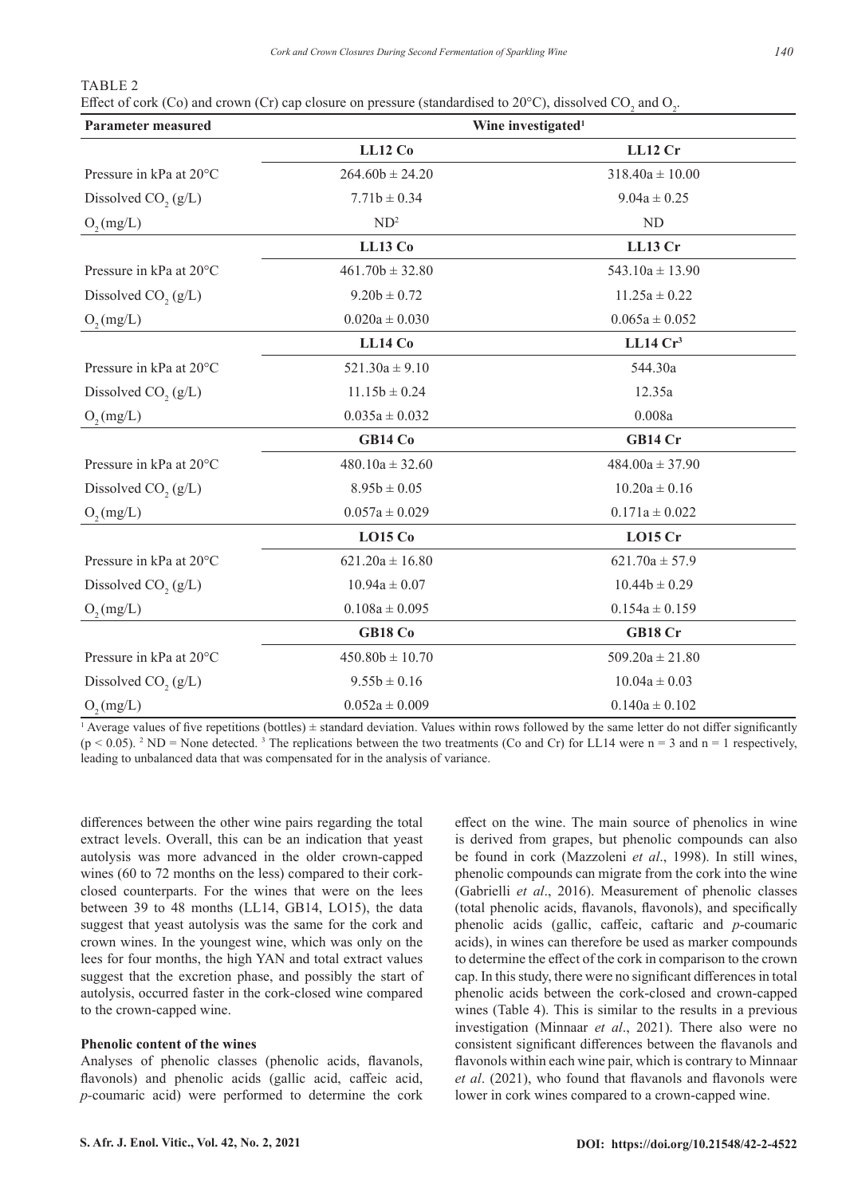TABLE 2

Effect of cork (Co) and crown (Cr) cap closure on pressure (standardised to 20°C), dissolved $CO_2$ and $O_2$.

| Parameter measured | Wine investigated[1] | |
|---|---|---|
| | **LL12 Co** | **LL12 Cr** |
| Pressure in kPa at 20°C | 264.60b ± 24.20 | 318.40a ± 10.00 |
| Dissolved $CO_2$ (g/L) | 7.71b ± 0.34 | 9.04a ± 0.25 |
| $O_2$ (mg/L) | ND[2] | ND |
| | **LL13 Co** | **LL13 Cr** |
| Pressure in kPa at 20°C | 461.70b ± 32.80 | 543.10a ± 13.90 |
| Dissolved $CO_2$ (g/L) | 9.20b ± 0.72 | 11.25a ± 0.22 |
| $O_2$ (mg/L) | 0.020a ± 0.030 | 0.065a ± 0.052 |
| | **LL14 Co** | **LL14 Cr[3]** |
| Pressure in kPa at 20°C | 521.30a ± 9.10 | 544.30a |
| Dissolved $CO_2$ (g/L) | 11.15b ± 0.24 | 12.35a |
| $O_2$ (mg/L) | 0.035a ± 0.032 | 0.008a |
| | **GB14 Co** | **GB14 Cr** |
| Pressure in kPa at 20°C | 480.10a ± 32.60 | 484.00a ± 37.90 |
| Dissolved $CO_2$ (g/L) | 8.95b ± 0.05 | 10.20a ± 0.16 |
| $O_2$ (mg/L) | 0.057a ± 0.029 | 0.171a ± 0.022 |
| | **LO15 Co** | **LO15 Cr** |
| Pressure in kPa at 20°C | 621.20a ± 16.80 | 621.70a ± 57.9 |
| Dissolved $CO_2$ (g/L) | 10.94a ± 0.07 | 10.44b ± 0.29 |
| $O_2$ (mg/L) | 0.108a ± 0.095 | 0.154a ± 0.159 |
| | **GB18 Co** | **GB18 Cr** |
| Pressure in kPa at 20°C | 450.80b ± 10.70 | 509.20a ± 21.80 |
| Dissolved $CO_2$ (g/L) | 9.55b ± 0.16 | 10.04a ± 0.03 |
| $O_2$ (mg/L) | 0.052a ± 0.009 | 0.140a ± 0.102 |

[1] Average values of five repetitions (bottles) ± standard deviation. Values within rows followed by the same letter do not differ significantly ($p < 0.05$). [2] ND = None detected. [3] The replications between the two treatments (Co and Cr) for LL14 were n = 3 and n = 1 respectively, leading to unbalanced data that was compensated for in the analysis of variance.

differences between the other wine pairs regarding the total extract levels. Overall, this can be an indication that yeast autolysis was more advanced in the older crown-capped wines (60 to 72 months on the less) compared to their cork-closed counterparts. For the wines that were on the lees between 39 to 48 months (LL14, GB14, LO15), the data suggest that yeast autolysis was the same for the cork and crown wines. In the youngest wine, which was only on the lees for four months, the high YAN and total extract values suggest that the excretion phase, and possibly the start of autolysis, occurred faster in the cork-closed wine compared to the crown-capped wine.

### Phenolic content of the wines

Analyses of phenolic classes (phenolic acids, flavanols, flavonols) and phenolic acids (gallic acid, caffeic acid, *p*-coumaric acid) were performed to determine the cork effect on the wine. The main source of phenolics in wine is derived from grapes, but phenolic compounds can also be found in cork (Mazzoleni *et al*., 1998). In still wines, phenolic compounds can migrate from the cork into the wine (Gabrielli *et al*., 2016). Measurement of phenolic classes (total phenolic acids, flavanols, flavonols), and specifically phenolic acids (gallic, caffeic, caftaric and *p*-coumaric acids), in wines can therefore be used as marker compounds to determine the effect of the cork in comparison to the crown cap. In this study, there were no significant differences in total phenolic acids between the cork-closed and crown-capped wines (Table 4). This is similar to the results in a previous investigation (Minnaar *et al*., 2021). There also were no consistent significant differences between the flavanols and flavonols within each wine pair, which is contrary to Minnaar *et al*. (2021), who found that flavanols and flavonols were lower in cork wines compared to a crown-capped wine.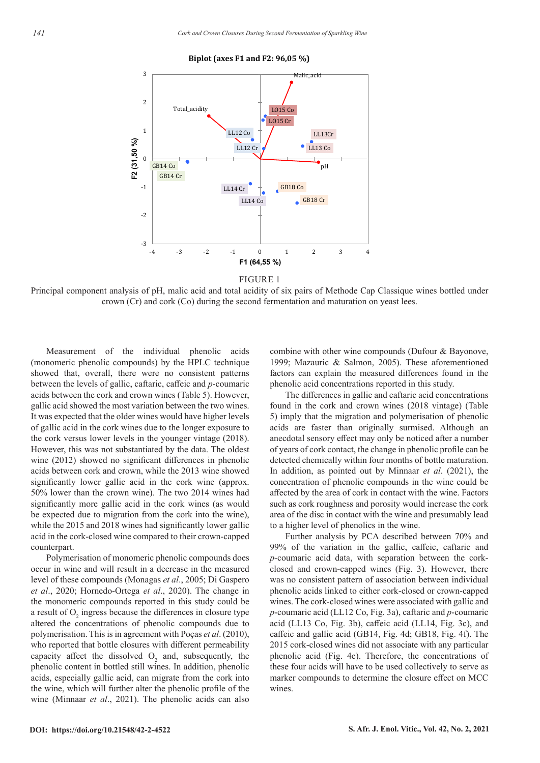Biplot (axes F1 and F2: 96,05 %)

F2 (31,50 %)

F1 (64,55 %)

3
2
1
0
-1
-2
-3

-4
-3
-2
-1
0
1
2
3
4

Malic_acid
Total_acidity
pH
LO15 Co
LO15 Cr
LL12 Co
LL12 Cr
LL13Cr
LL13 Co
GB14 Co
GB14 Cr
LL14 Cr
LL14 Co
GB18 Co
GB18 Cr

FIGURE 1

Principal component analysis of pH, malic acid and total acidity of six pairs of Methode Cap Classique wines bottled under crown (Cr) and cork (Co) during the second fermentation and maturation on yeast lees.

Measurement of the individual phenolic acids (monomeric phenolic compounds) by the HPLC technique showed that, overall, there were no consistent patterns between the levels of gallic, caftaric, caffeic and *p*-coumaric acids between the cork and crown wines (Table 5). However, gallic acid showed the most variation between the two wines. It was expected that the older wines would have higher levels of gallic acid in the cork wines due to the longer exposure to the cork versus lower levels in the younger vintage (2018). However, this was not substantiated by the data. The oldest wine (2012) showed no significant differences in phenolic acids between cork and crown, while the 2013 wine showed significantly lower gallic acid in the cork wine (approx. 50% lower than the crown wine). The two 2014 wines had significantly more gallic acid in the cork wines (as would be expected due to migration from the cork into the wine), while the 2015 and 2018 wines had significantly lower gallic acid in the cork-closed wine compared to their crown-capped counterpart.

Polymerisation of monomeric phenolic compounds does occur in wine and will result in a decrease in the measured level of these compounds (Monagas *et al*., 2005; Di Gaspero *et al*., 2020; Hornedo-Ortega *et al*., 2020). The change in the monomeric compounds reported in this study could be a result of $O_2$ ingress because the differences in closure type altered the concentrations of phenolic compounds due to polymerisation. This is in agreement with Poças *et al*. (2010), who reported that bottle closures with different permeability capacity affect the dissolved $O_2$ and, subsequently, the phenolic content in bottled still wines. In addition, phenolic acids, especially gallic acid, can migrate from the cork into the wine, which will further alter the phenolic profile of the wine (Minnaar *et al*., 2021). The phenolic acids can also combine with other wine compounds (Dufour & Bayonove, 1999; Mazauric & Salmon, 2005). These aforementioned factors can explain the measured differences found in the phenolic acid concentrations reported in this study.

The differences in gallic and caftaric acid concentrations found in the cork and crown wines (2018 vintage) (Table 5) imply that the migration and polymerisation of phenolic acids are faster than originally surmised. Although an anecdotal sensory effect may only be noticed after a number of years of cork contact, the change in phenolic profile can be detected chemically within four months of bottle maturation. In addition, as pointed out by Minnaar *et al*. (2021), the concentration of phenolic compounds in the wine could be affected by the area of cork in contact with the wine. Factors such as cork roughness and porosity would increase the cork area of the disc in contact with the wine and presumably lead to a higher level of phenolics in the wine.

Further analysis by PCA described between 70% and 99% of the variation in the gallic, caffeic, caftaric and *p*-coumaric acid data, with separation between the cork-closed and crown-capped wines (Fig. 3). However, there was no consistent pattern of association between individual phenolic acids linked to either cork-closed or crown-capped wines. The cork-closed wines were associated with gallic and *p*-coumaric acid (LL12 Co, Fig. 3a), caftaric and *p*-coumaric acid (LL13 Co, Fig. 3b), caffeic acid (LL14, Fig. 3c), and caffeic and gallic acid (GB14, Fig. 4d; GB18, Fig. 4f). The 2015 cork-closed wines did not associate with any particular phenolic acid (Fig. 4e). Therefore, the concentrations of these four acids will have to be used collectively to serve as marker compounds to determine the closure effect on MCC wines.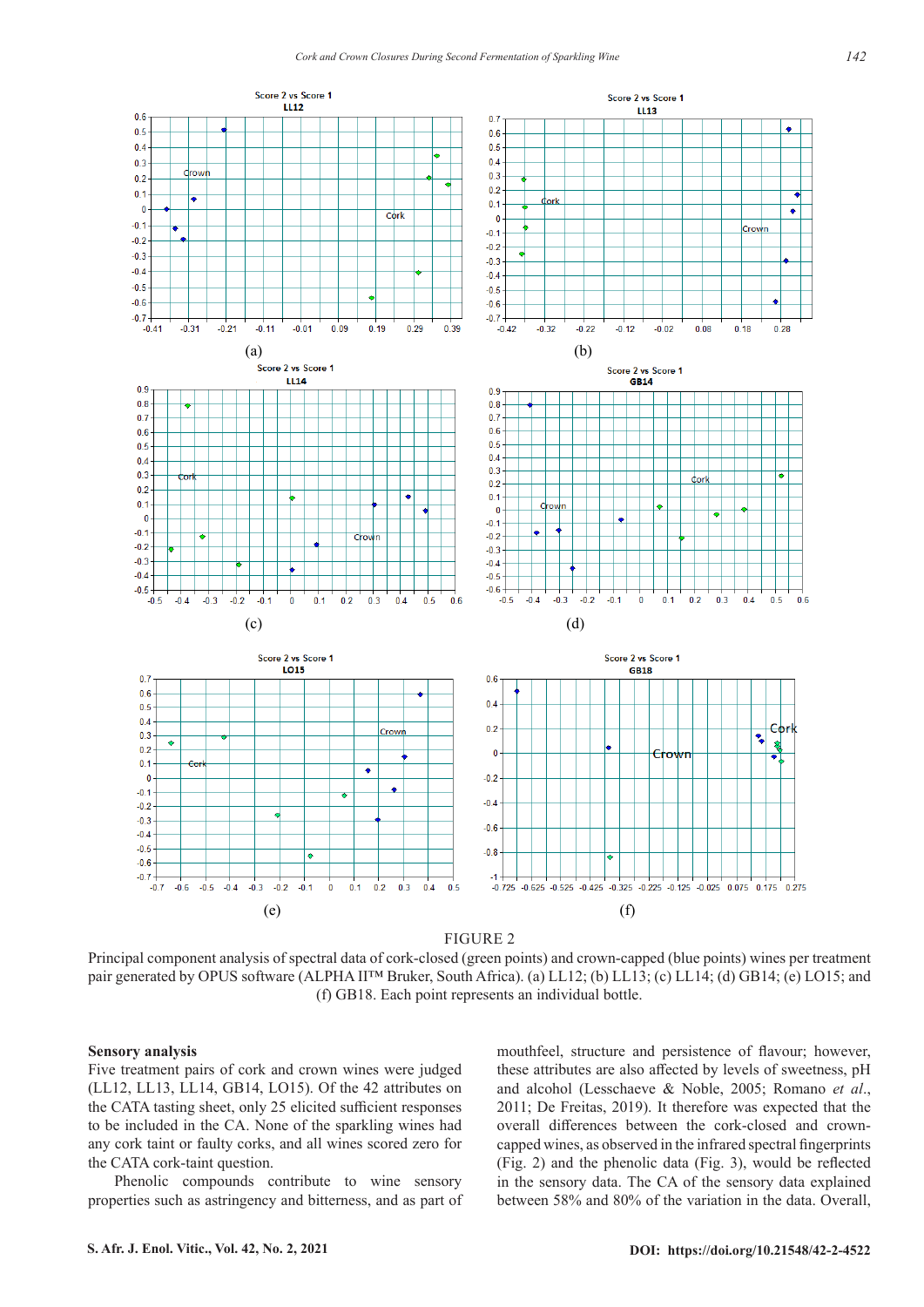FIGURE 2

Principal component analysis of spectral data of cork-closed (green points) and crown-capped (blue points) wines per treatment pair generated by OPUS software (ALPHA II™ Bruker, South Africa). (a) LL12; (b) LL13; (c) LL14; (d) GB14; (e) LO15; and (f) GB18. Each point represents an individual bottle.

### Sensory analysis

Five treatment pairs of cork and crown wines were judged (LL12, LL13, LL14, GB14, LO15). Of the 42 attributes on the CATA tasting sheet, only 25 elicited sufficient responses to be included in the CA. None of the sparkling wines had any cork taint or faulty corks, and all wines scored zero for the CATA cork-taint question.

Phenolic compounds contribute to wine sensory properties such as astringency and bitterness, and as part of mouthfeel, structure and persistence of flavour; however, these attributes are also affected by levels of sweetness, pH and alcohol (Lesschaeve & Noble, 2005; Romano *et al.*, 2011; De Freitas, 2019). It therefore was expected that the overall differences between the cork-closed and crown-capped wines, as observed in the infrared spectral fingerprints (Fig. 2) and the phenolic data (Fig. 3), would be reflected in the sensory data. The CA of the sensory data explained between 58% and 80% of the variation in the data. Overall,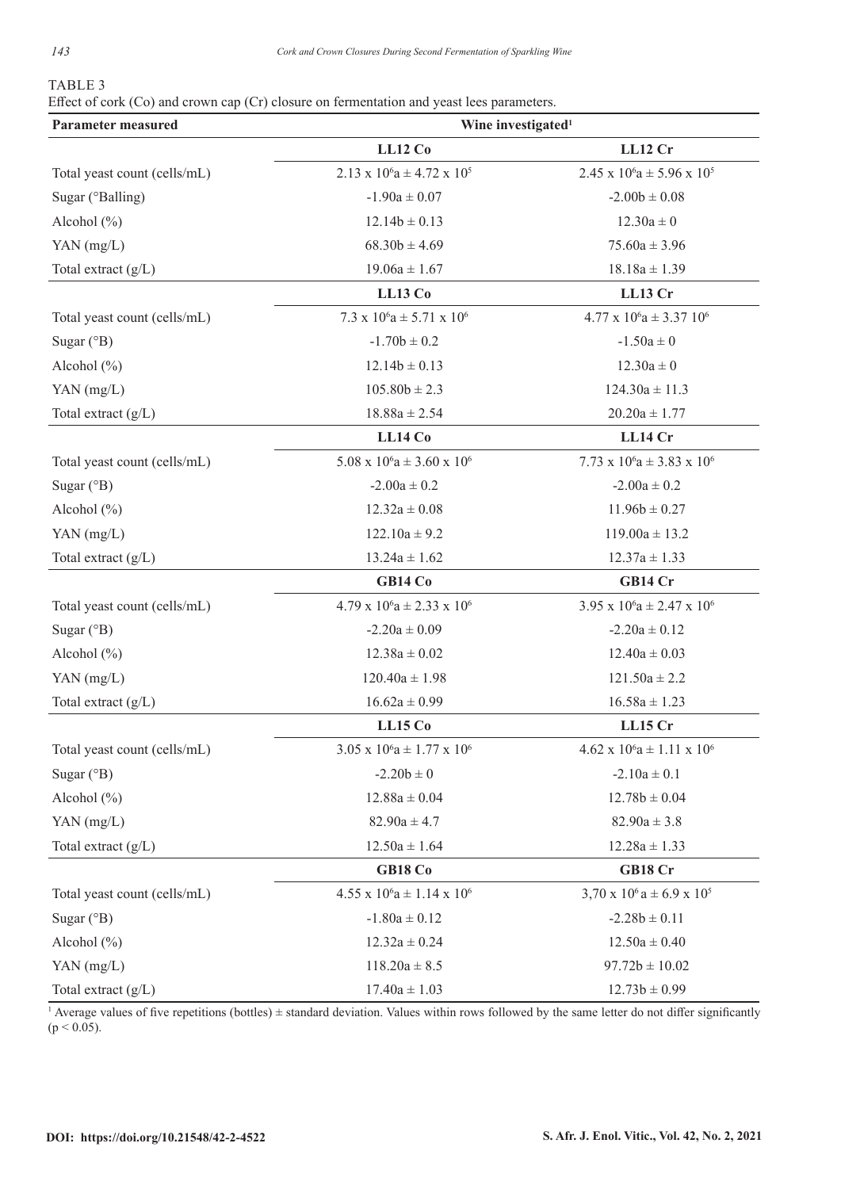TABLE 3

Effect of cork (Co) and crown cap (Cr) closure on fermentation and yeast lees parameters.

| Parameter measured | Wine investigated[1] | |
|---|---|---|
| | **LL12 Co** | **LL12 Cr** |
| Total yeast count (cells/mL) | $2.13 \times 10^6$a ± $4.72 \times 10^5$ | $2.45 \times 10^6$a ± $5.96 \times 10^5$ |
| Sugar (°Balling) | -1.90a ± 0.07 | -2.00b ± 0.08 |
| Alcohol (%) | 12.14b ± 0.13 | 12.30a ± 0 |
| YAN (mg/L) | 68.30b ± 4.69 | 75.60a ± 3.96 |
| Total extract (g/L) | 19.06a ± 1.67 | 18.18a ± 1.39 |
| | **LL13 Co** | **LL13 Cr** |
| Total yeast count (cells/mL) | $7.3 \times 10^6$a ± $5.71 \times 10^6$ | $4.77 \times 10^6$a ± $3.37\ 10^6$ |
| Sugar (°B) | -1.70b ± 0.2 | -1.50a ± 0 |
| Alcohol (%) | 12.14b ± 0.13 | 12.30a ± 0 |
| YAN (mg/L) | 105.80b ± 2.3 | 124.30a ± 11.3 |
| Total extract (g/L) | 18.88a ± 2.54 | 20.20a ± 1.77 |
| | **LL14 Co** | **LL14 Cr** |
| Total yeast count (cells/mL) | $5.08 \times 10^6$a ± $3.60 \times 10^6$ | $7.73 \times 10^6$a ± $3.83 \times 10^6$ |
| Sugar (°B) | -2.00a ± 0.2 | -2.00a ± 0.2 |
| Alcohol (%) | 12.32a ± 0.08 | 11.96b ± 0.27 |
| YAN (mg/L) | 122.10a ± 9.2 | 119.00a ± 13.2 |
| Total extract (g/L) | 13.24a ± 1.62 | 12.37a ± 1.33 |
| | **GB14 Co** | **GB14 Cr** |
| Total yeast count (cells/mL) | $4.79 \times 10^6$a ± $2.33 \times 10^6$ | $3.95 \times 10^6$a ± $2.47 \times 10^6$ |
| Sugar (°B) | -2.20a ± 0.09 | -2.20a ± 0.12 |
| Alcohol (%) | 12.38a ± 0.02 | 12.40a ± 0.03 |
| YAN (mg/L) | 120.40a ± 1.98 | 121.50a ± 2.2 |
| Total extract (g/L) | 16.62a ± 0.99 | 16.58a ± 1.23 |
| | **LL15 Co** | **LL15 Cr** |
| Total yeast count (cells/mL) | $3.05 \times 10^6$a ± $1.77 \times 10^6$ | $4.62 \times 10^6$a ± $1.11 \times 10^6$ |
| Sugar (°B) | -2.20b ± 0 | -2.10a ± 0.1 |
| Alcohol (%) | 12.88a ± 0.04 | 12.78b ± 0.04 |
| YAN (mg/L) | 82.90a ± 4.7 | 82.90a ± 3.8 |
| Total extract (g/L) | 12.50a ± 1.64 | 12.28a ± 1.33 |
| | **GB18 Co** | **GB18 Cr** |
| Total yeast count (cells/mL) | $4.55 \times 10^6$a ± $1.14 \times 10^6$ | $3{,}70 \times 10^6$a ± $6.9 \times 10^5$ |
| Sugar (°B) | -1.80a ± 0.12 | -2.28b ± 0.11 |
| Alcohol (%) | 12.32a ± 0.24 | 12.50a ± 0.40 |
| YAN (mg/L) | 118.20a ± 8.5 | 97.72b ± 10.02 |
| Total extract (g/L) | 17.40a ± 1.03 | 12.73b ± 0.99 |

[1] Average values of five repetitions (bottles) ± standard deviation. Values within rows followed by the same letter do not differ significantly ($p < 0.05$).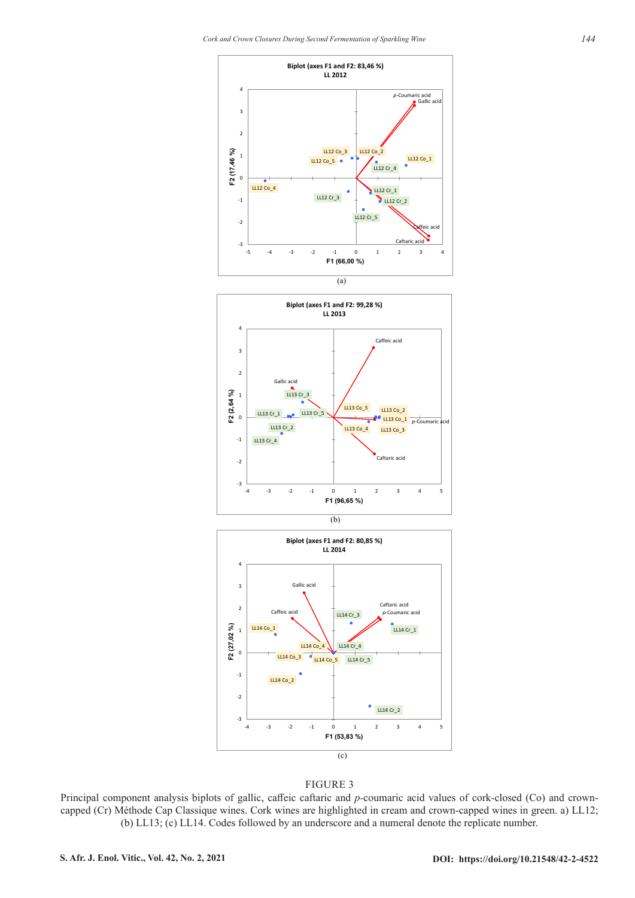Biplot (axes F1 and F2: 83,46 %)
LL 2012

F1 (66,00 %)
F2 (17,46 %)

p-Coumaric acid
Gallic acid
Caffeic acid
Caftaric acid
LL12 Co_1
LL12 Co_2
LL12 Co_3
LL12 Co_4
LL12 Co_5
LL12 Cr_1
LL12 Cr_2
LL12 Cr_3
LL12 Cr_4
LL12 Cr_5

(a)

Biplot (axes F1 and F2: 99,28 %)
LL 2013

F1 (96,65 %)
F2 (2,64 %)

Caffeic acid
Gallic acid
p-Coumaric acid
Caftaric acid
LL13 Cr_1
LL13 Cr_2
LL13 Cr_3
LL13 Cr_4
LL13 Cr_5
LL13 Co_1
LL13 Co_2
LL13 Co_3
LL13 Co_4
LL13 Co_5

(b)

Biplot (axes F1 and F2: 80,85 %)
LL 2014

F1 (53,83 %)
F2 (27,02 %)

Gallic acid
Caffeic acid
Caftaric acid
p-Coumaric acid
LL14 Co_1
LL14 Co_2
LL14 Co_3
LL14 Co_4
LL14 Co_5
LL14 Cr_1
LL14 Cr_2
LL14 Cr_3
LL14 Cr_4
LL14 Cr_5

(c)

FIGURE 3

Principal component analysis biplots of gallic, caffeic caftaric and *p*-coumaric acid values of cork-closed (Co) and crown-capped (Cr) Méthode Cap Classique wines. Cork wines are highlighted in cream and crown-capped wines in green. a) LL12; (b) LL13; (c) LL14. Codes followed by an underscore and a numeral denote the replicate number.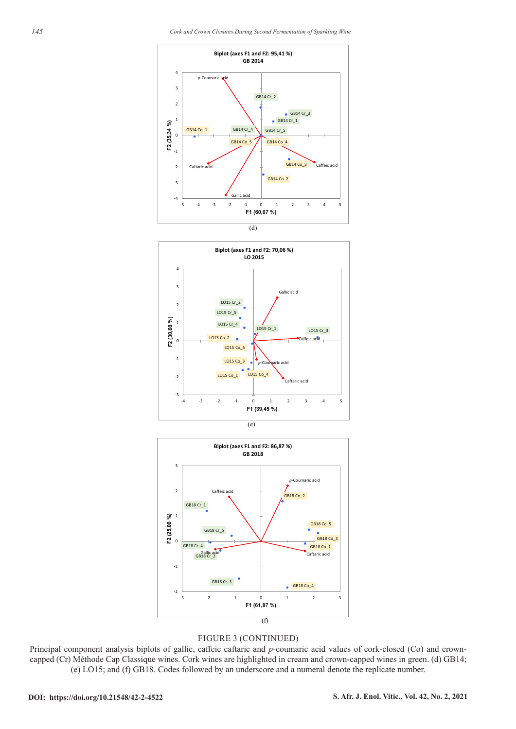Biplot (axes F1 and F2: 95,41 %)
GB 2014

p-Coumaric acid
GB14 Cr_2
GB14 Cr_3
GB14 Cr_1
GB14 Co_1
GB14 Cr_4
GB14 Cr_5
GB14 Co_5
GB14 Co_4
Caftaric acid
GB14 Co_3
Caffeic acid
GB14 Co_2
Gallic acid

F2 (35,34 %)
F1 (60,07 %)
4, 3, 2, 1, 0, -1, -2, -3, -4
-5, -4, -3, -2, -1, 0, 1, 2, 3, 4, 5

(d)

Biplot (axes F1 and F2: 70,06 %)
LO 2015

Gallic acid
LO15 Cr_2
LO15 Cr_5
LO15 Cr_4
LO15 Cr_1
LO15 Cr_3
LO15 Co_2
Caffeic acid
LO15 Co_5
LO15 Co_3
p-Coumaric acid
LO15 Co_1
LO15 Co_4
Caftaric acid

F2 (30,60 %)
F1 (39,45 %)
4, 3, 2, 1, 0, -1, -2, -3
-4, -3, -2, -1, 0, 1, 2, 3, 4, 5

(e)

Biplot (axes F1 and F2: 86,87 %)
GB 2018

p-Coumaric acid
Caffeic acid
GB18 Co_2
GB18 Cr_1
GB18 Co_5
GB18 Cr_5
GB18 Co_3
GB18 Cr_4
GB18 Co_1
Gallic acid
GB18 Cr_2
Caftaric acid
GB18 Cr_3
GB18 Co_4

F2 (25,00 %)
F1 (61,87 %)
3, 2, 1, 0, -1, -2
-3, -2, -1, 0, 1, 2, 3

(f)

FIGURE 3 (CONTINUED)

Principal component analysis biplots of gallic, caffeic caftaric and *p*-coumaric acid values of cork-closed (Co) and crown-capped (Cr) Méthode Cap Classique wines. Cork wines are highlighted in cream and crown-capped wines in green. (d) GB14; (e) LO15; and (f) GB18. Codes followed by an underscore and a numeral denote the replicate number.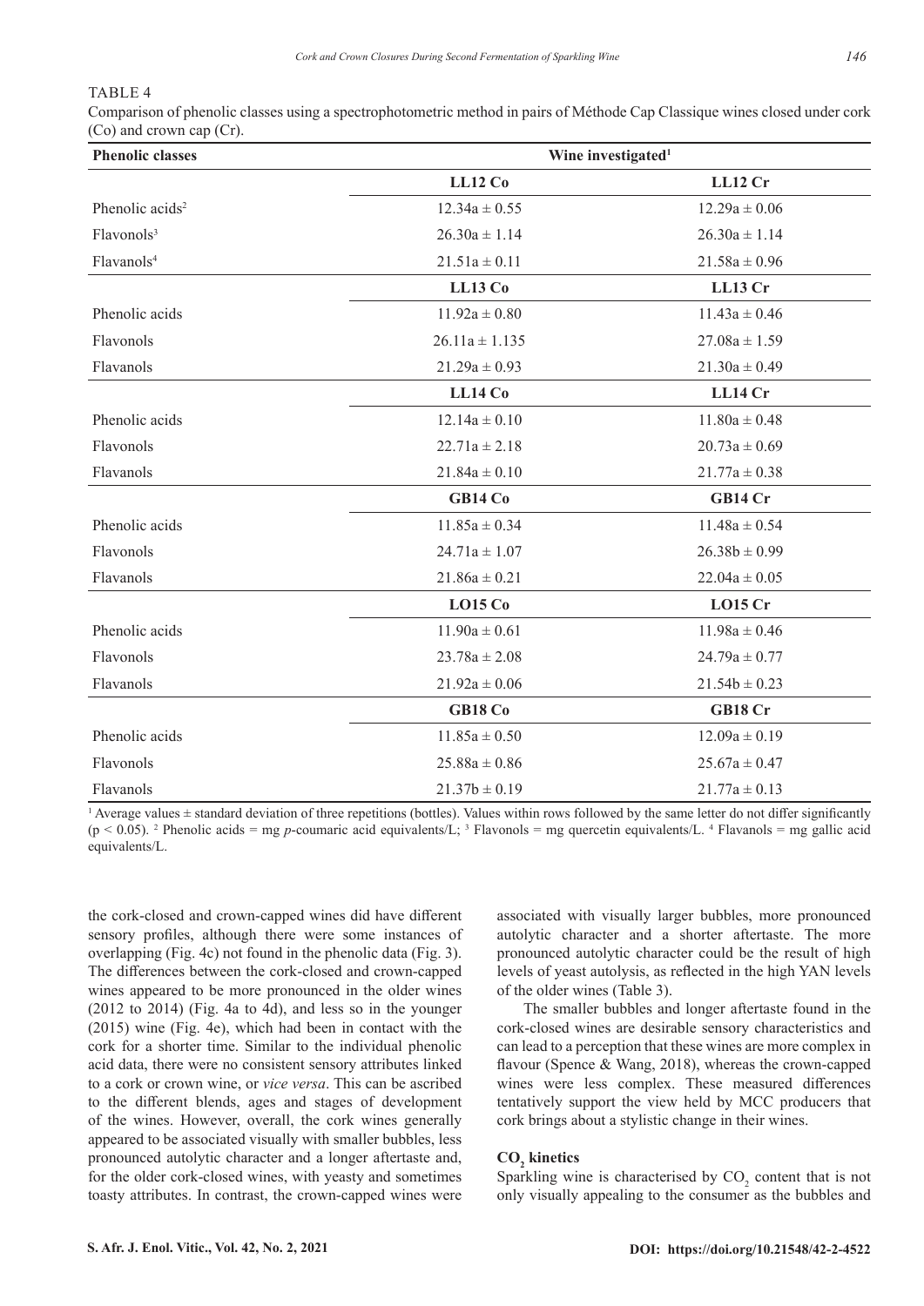TABLE 4

Comparison of phenolic classes using a spectrophotometric method in pairs of Méthode Cap Classique wines closed under cork (Co) and crown cap (Cr).

| Phenolic classes | Wine investigated[1] | |
|---|---|---|
| | LL12 Co | LL12 Cr |
| Phenolic acids[2] | 12.34a ± 0.55 | 12.29a ± 0.06 |
| Flavonols[3] | 26.30a ± 1.14 | 26.30a ± 1.14 |
| Flavanols[4] | 21.51a ± 0.11 | 21.58a ± 0.96 |
| | LL13 Co | LL13 Cr |
| Phenolic acids | 11.92a ± 0.80 | 11.43a ± 0.46 |
| Flavonols | 26.11a ± 1.135 | 27.08a ± 1.59 |
| Flavanols | 21.29a ± 0.93 | 21.30a ± 0.49 |
| | LL14 Co | LL14 Cr |
| Phenolic acids | 12.14a ± 0.10 | 11.80a ± 0.48 |
| Flavonols | 22.71a ± 2.18 | 20.73a ± 0.69 |
| Flavanols | 21.84a ± 0.10 | 21.77a ± 0.38 |
| | GB14 Co | GB14 Cr |
| Phenolic acids | 11.85a ± 0.34 | 11.48a ± 0.54 |
| Flavonols | 24.71a ± 1.07 | 26.38b ± 0.99 |
| Flavanols | 21.86a ± 0.21 | 22.04a ± 0.05 |
| | LO15 Co | LO15 Cr |
| Phenolic acids | 11.90a ± 0.61 | 11.98a ± 0.46 |
| Flavonols | 23.78a ± 2.08 | 24.79a ± 0.77 |
| Flavanols | 21.92a ± 0.06 | 21.54b ± 0.23 |
| | GB18 Co | GB18 Cr |
| Phenolic acids | 11.85a ± 0.50 | 12.09a ± 0.19 |
| Flavonols | 25.88a ± 0.86 | 25.67a ± 0.47 |
| Flavanols | 21.37b ± 0.19 | 21.77a ± 0.13 |

[1] Average values ± standard deviation of three repetitions (bottles). Values within rows followed by the same letter do not differ significantly ($p < 0.05$). [2] Phenolic acids = mg *p*-coumaric acid equivalents/L; [3] Flavonols = mg quercetin equivalents/L. [4] Flavanols = mg gallic acid equivalents/L.

the cork-closed and crown-capped wines did have different sensory profiles, although there were some instances of overlapping (Fig. 4c) not found in the phenolic data (Fig. 3). The differences between the cork-closed and crown-capped wines appeared to be more pronounced in the older wines (2012 to 2014) (Fig. 4a to 4d), and less so in the younger (2015) wine (Fig. 4e), which had been in contact with the cork for a shorter time. Similar to the individual phenolic acid data, there were no consistent sensory attributes linked to a cork or crown wine, or *vice versa*. This can be ascribed to the different blends, ages and stages of development of the wines. However, overall, the cork wines generally appeared to be associated visually with smaller bubbles, less pronounced autolytic character and a longer aftertaste and, for the older cork-closed wines, with yeasty and sometimes toasty attributes. In contrast, the crown-capped wines were associated with visually larger bubbles, more pronounced autolytic character and a shorter aftertaste. The more pronounced autolytic character could be the result of high levels of yeast autolysis, as reflected in the high YAN levels of the older wines (Table 3).

The smaller bubbles and longer aftertaste found in the cork-closed wines are desirable sensory characteristics and can lead to a perception that these wines are more complex in flavour (Spence & Wang, 2018), whereas the crown-capped wines were less complex. These measured differences tentatively support the view held by MCC producers that cork brings about a stylistic change in their wines.

### $CO_2$ kinetics

Sparkling wine is characterised by $CO_2$ content that is not only visually appealing to the consumer as the bubbles and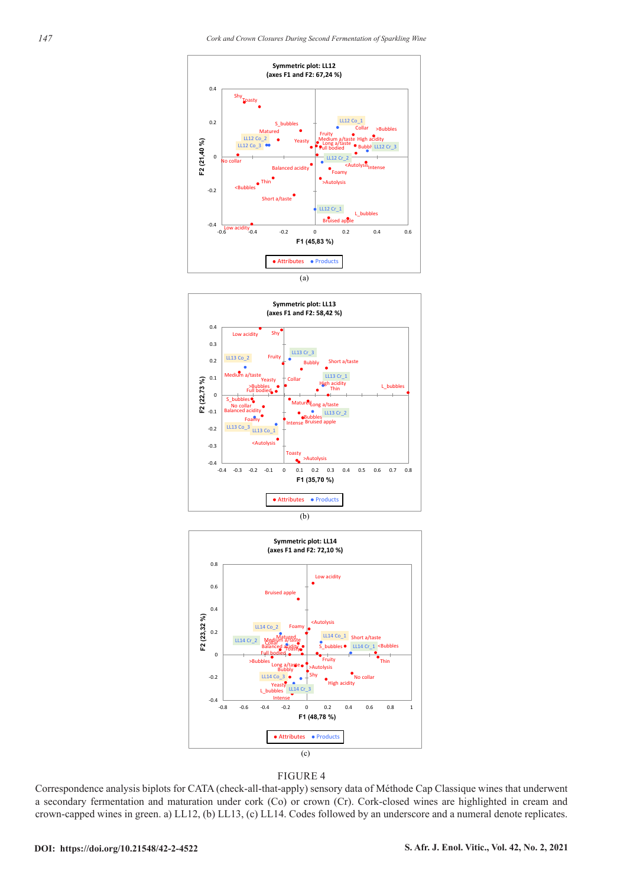Symmetric plot: LL12
(axes F1 and F2: 67,24 %)

F2 (21,40 %)
F1 (45,83 %)

Shy
Toasty
S_bubbles
Matured
LL12 Co_2
LL12 Co_3
Yeasty
LL12 Co_1
Collar
>Bubbles
Fruity
Medium a/taste
Long a/taste
Full bodied
High acidity
Bubbly
LL12 Cr_3
No collar
LL12 Cr_2
<Autolysis
Intense
Balanced acidity
Foamy
Thin
>Autolysis
<Bubbles
Short a/taste
LL12 Cr_1
L_bubbles
Bruised apple
Low acidity

0.4
0.2
0
-0.2
-0.4
-0.6
-0.4
-0.2
0
0.2
0.4
0.6

● Attributes ● Products

(a)

Symmetric plot: LL13
(axes F1 and F2: 58,42 %)

F2 (22,73 %)
F1 (35,70 %)

Low acidity
Shy
LL13 Cr_3
LL13 Co_2
Fruity
Bubbly
Short a/taste
Medium a/taste
Collar
Yeasty
LL13 Cr_1
High acidity
>Bubbles
Full bodied
Thin
L_bubbles
S_bubbles
No collar
Balanced acidity
Matured
Long a/taste
LL13 Cr_2
Foamy
<Bubbles
Intense
Bruised apple
LL13 Co_3
LL13 Co_1
<Autolysis
Toasty
>Autolysis

0.4
0.3
0.2
0.1
0
-0.1
-0.2
-0.3
-0.4
-0.4
-0.3
-0.2
-0.1
0
0.1
0.2
0.3
0.4
0.5
0.6
0.7
0.8

● Attributes ● Products

(b)

Symmetric plot: LL14
(axes F1 and F2: 72,10 %)

F2 (23,32 %)
F1 (48,78 %)

Low acidity
Bruised apple
<Autolysis
LL14 Co_2
Foamy
LL14 Cr_2
Matured
Medium a/taste
Collar
Balanced acidity
Toasty
LL14 Co_1
Short a/taste
S_bubbles
LL14 Cr_1
<Bubbles
Full bodied
>Bubbles
Fruity
Thin
Long a/taste
Bubbly
>Autolysis
LL14 Co_3
Shy
No collar
Yeasty
High acidity
L_bubbles
LL14 Cr_3
Intense

0.8
0.6
0.4
0.2
0
-0.2
-0.4
-0.8
-0.6
-0.4
-0.2
0
0.2
0.4
0.6
0.8
1

● Attributes ● Products

(c)

FIGURE 4

Correspondence analysis biplots for CATA (check-all-that-apply) sensory data of Méthode Cap Classique wines that underwent a secondary fermentation and maturation under cork (Co) or crown (Cr). Cork-closed wines are highlighted in cream and crown-capped wines in green. a) LL12, (b) LL13, (c) LL14. Codes followed by an underscore and a numeral denote replicates.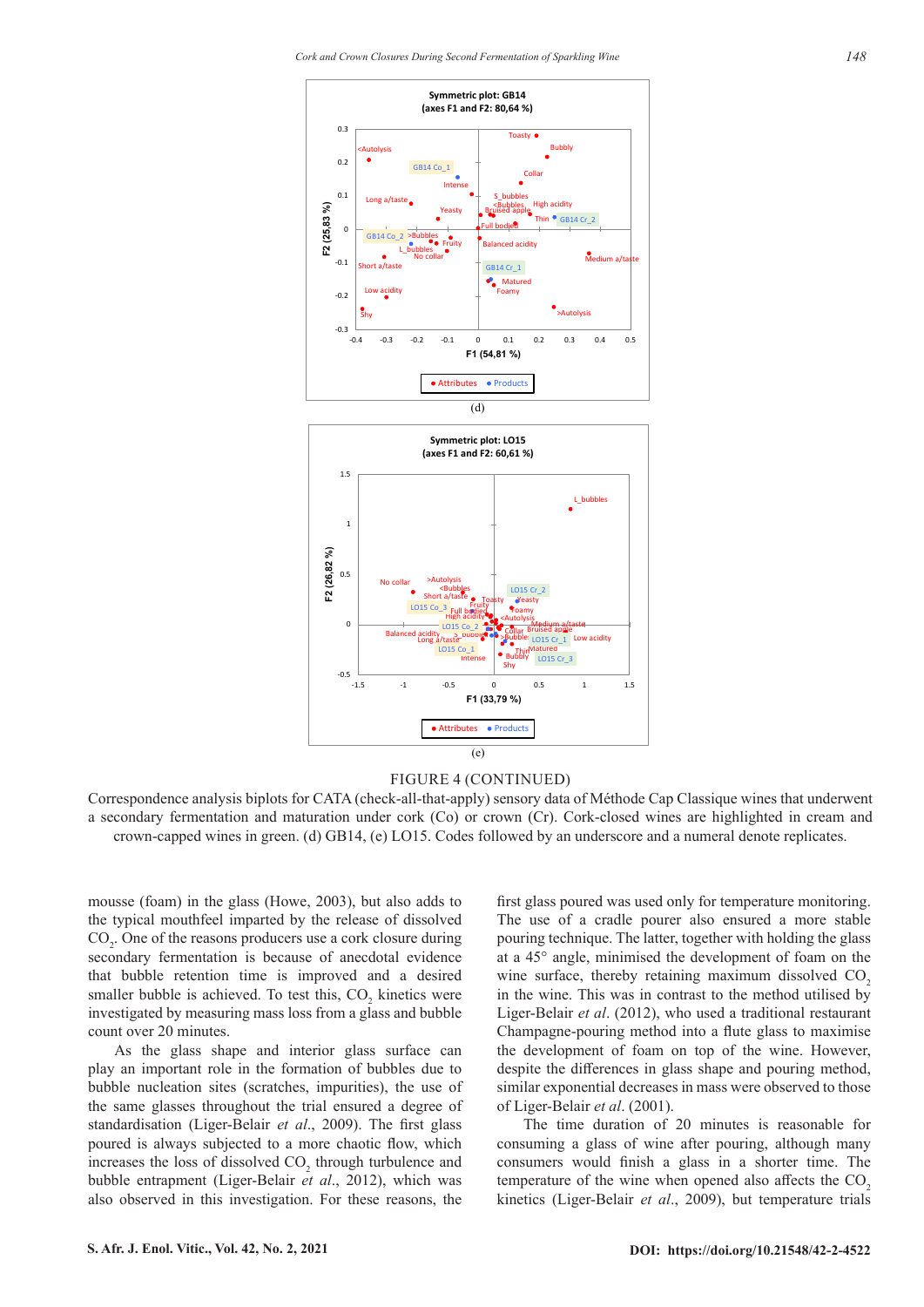Symmetric plot: GB14
(axes F1 and F2: 80,64 %)

F1 (54,81 %)
F2 (25,83 %)

0.3
0.2
0.1
0
-0.1
-0.2
-0.3
-0.4 -0.3 -0.2 -0.1 0 0.1 0.2 0.3 0.4 0.5

Toasty
Bubbly
<Autolysis
GB14 Co_1
Collar
Intense
Long a/taste
S_bubbles
<Bubbles
High acidity
Yeasty
Bruised apple
Thin
GB14 Cr_2
Full bodied
GB14 Co_2
>Bubbles
Fruity
L_bubbles
Balanced acidity
No collar
Medium a/taste
Short a/taste
GB14 Cr_1
Matured
Foamy
Low acidity
Shy
>Autolysis

Attributes
Products

(d)

Symmetric plot: LO15
(axes F1 and F2: 60,61 %)

F1 (33,79 %)
F2 (26,82 %)

1.5
1
0.5
0
-0.5
-1.5 -1 -0.5 0 0.5 1 1.5

L_bubbles
No collar
>Autolysis
<Bubbles
LO15 Cr_2
Short a/taste
Toasty
Yeasty
LO15 Co_3
Fruity
Full bodied
Foamy
High acidity
<Autolysis
LO15 Co_2
Medium a/taste
Collar
Bruised apple
Balanced acidity
S_bubbles
>Bubbles
LO15 Cr_1
Low acidity
Long a/taste
LO15 Co_1
Thin
Matured
Intense
Bubbly
LO15 Cr_3
Shy

Attributes
Products

(e)

FIGURE 4 (CONTINUED)

Correspondence analysis biplots for CATA (check-all-that-apply) sensory data of Méthode Cap Classique wines that underwent a secondary fermentation and maturation under cork (Co) or crown (Cr). Cork-closed wines are highlighted in cream and crown-capped wines in green. (d) GB14, (e) LO15. Codes followed by an underscore and a numeral denote replicates.

mousse (foam) in the glass (Howe, 2003), but also adds to the typical mouthfeel imparted by the release of dissolved $CO_2$. One of the reasons producers use a cork closure during secondary fermentation is because of anecdotal evidence that bubble retention time is improved and a desired smaller bubble is achieved. To test this, $CO_2$ kinetics were investigated by measuring mass loss from a glass and bubble count over 20 minutes.

As the glass shape and interior glass surface can play an important role in the formation of bubbles due to bubble nucleation sites (scratches, impurities), the use of the same glasses throughout the trial ensured a degree of standardisation (Liger-Belair *et al*., 2009). The first glass poured is always subjected to a more chaotic flow, which increases the loss of dissolved $CO_2$ through turbulence and bubble entrapment (Liger-Belair *et al*., 2012), which was also observed in this investigation. For these reasons, the first glass poured was used only for temperature monitoring. The use of a cradle pourer also ensured a more stable pouring technique. The latter, together with holding the glass at a 45° angle, minimised the development of foam on the wine surface, thereby retaining maximum dissolved $CO_2$ in the wine. This was in contrast to the method utilised by Liger-Belair *et al*. (2012), who used a traditional restaurant Champagne-pouring method into a flute glass to maximise the development of foam on top of the wine. However, despite the differences in glass shape and pouring method, similar exponential decreases in mass were observed to those of Liger-Belair *et al*. (2001).

The time duration of 20 minutes is reasonable for consuming a glass of wine after pouring, although many consumers would finish a glass in a shorter time. The temperature of the wine when opened also affects the $CO_2$ kinetics (Liger-Belair *et al*., 2009), but temperature trials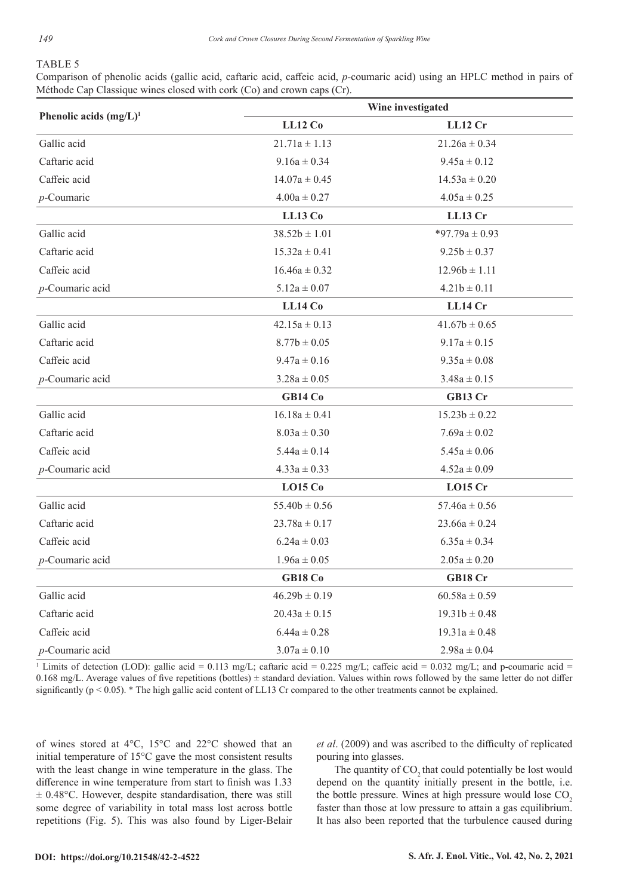TABLE 5

Comparison of phenolic acids (gallic acid, caftaric acid, caffeic acid, *p*-coumaric acid) using an HPLC method in pairs of Méthode Cap Classique wines closed with cork (Co) and crown caps (Cr).

| Phenolic acids (mg/L)[1] | Wine investigated | |
|---|---|---|
| | LL12 Co | LL12 Cr |
| Gallic acid | 21.71a ± 1.13 | 21.26a ± 0.34 |
| Caftaric acid | 9.16a ± 0.34 | 9.45a ± 0.12 |
| Caffeic acid | 14.07a ± 0.45 | 14.53a ± 0.20 |
| *p*-Coumaric | 4.00a ± 0.27 | 4.05a ± 0.25 |
| | LL13 Co | LL13 Cr |
| Gallic acid | 38.52b ± 1.01 | *97.79a ± 0.93 |
| Caftaric acid | 15.32a ± 0.41 | 9.25b ± 0.37 |
| Caffeic acid | 16.46a ± 0.32 | 12.96b ± 1.11 |
| *p*-Coumaric acid | 5.12a ± 0.07 | 4.21b ± 0.11 |
| | LL14 Co | LL14 Cr |
| Gallic acid | 42.15a ± 0.13 | 41.67b ± 0.65 |
| Caftaric acid | 8.77b ± 0.05 | 9.17a ± 0.15 |
| Caffeic acid | 9.47a ± 0.16 | 9.35a ± 0.08 |
| *p*-Coumaric acid | 3.28a ± 0.05 | 3.48a ± 0.15 |
| | GB14 Co | GB13 Cr |
| Gallic acid | 16.18a ± 0.41 | 15.23b ± 0.22 |
| Caftaric acid | 8.03a ± 0.30 | 7.69a ± 0.02 |
| Caffeic acid | 5.44a ± 0.14 | 5.45a ± 0.06 |
| *p*-Coumaric acid | 4.33a ± 0.33 | 4.52a ± 0.09 |
| | LO15 Co | LO15 Cr |
| Gallic acid | 55.40b ± 0.56 | 57.46a ± 0.56 |
| Caftaric acid | 23.78a ± 0.17 | 23.66a ± 0.24 |
| Caffeic acid | 6.24a ± 0.03 | 6.35a ± 0.34 |
| *p*-Coumaric acid | 1.96a ± 0.05 | 2.05a ± 0.20 |
| | GB18 Co | GB18 Cr |
| Gallic acid | 46.29b ± 0.19 | 60.58a ± 0.59 |
| Caftaric acid | 20.43a ± 0.15 | 19.31b ± 0.48 |
| Caffeic acid | 6.44a ± 0.28 | 19.31a ± 0.48 |
| *p*-Coumaric acid | 3.07a ± 0.10 | 2.98a ± 0.04 |

[1] Limits of detection (LOD): gallic acid = 0.113 mg/L; caftaric acid = 0.225 mg/L; caffeic acid = 0.032 mg/L; and p-coumaric acid = 0.168 mg/L. Average values of five repetitions (bottles) ± standard deviation. Values within rows followed by the same letter do not differ significantly ($p < 0.05$). * The high gallic acid content of LL13 Cr compared to the other treatments cannot be explained.

of wines stored at 4°C, 15°C and 22°C showed that an initial temperature of 15°C gave the most consistent results with the least change in wine temperature in the glass. The difference in wine temperature from start to finish was 1.33 ± 0.48°C. However, despite standardisation, there was still some degree of variability in total mass lost across bottle repetitions (Fig. 5). This was also found by Liger-Belair *et al*. (2009) and was ascribed to the difficulty of replicated pouring into glasses.

The quantity of $CO_2$ that could potentially be lost would depend on the quantity initially present in the bottle, i.e. the bottle pressure. Wines at high pressure would lose $CO_2$ faster than those at low pressure to attain a gas equilibrium. It has also been reported that the turbulence caused during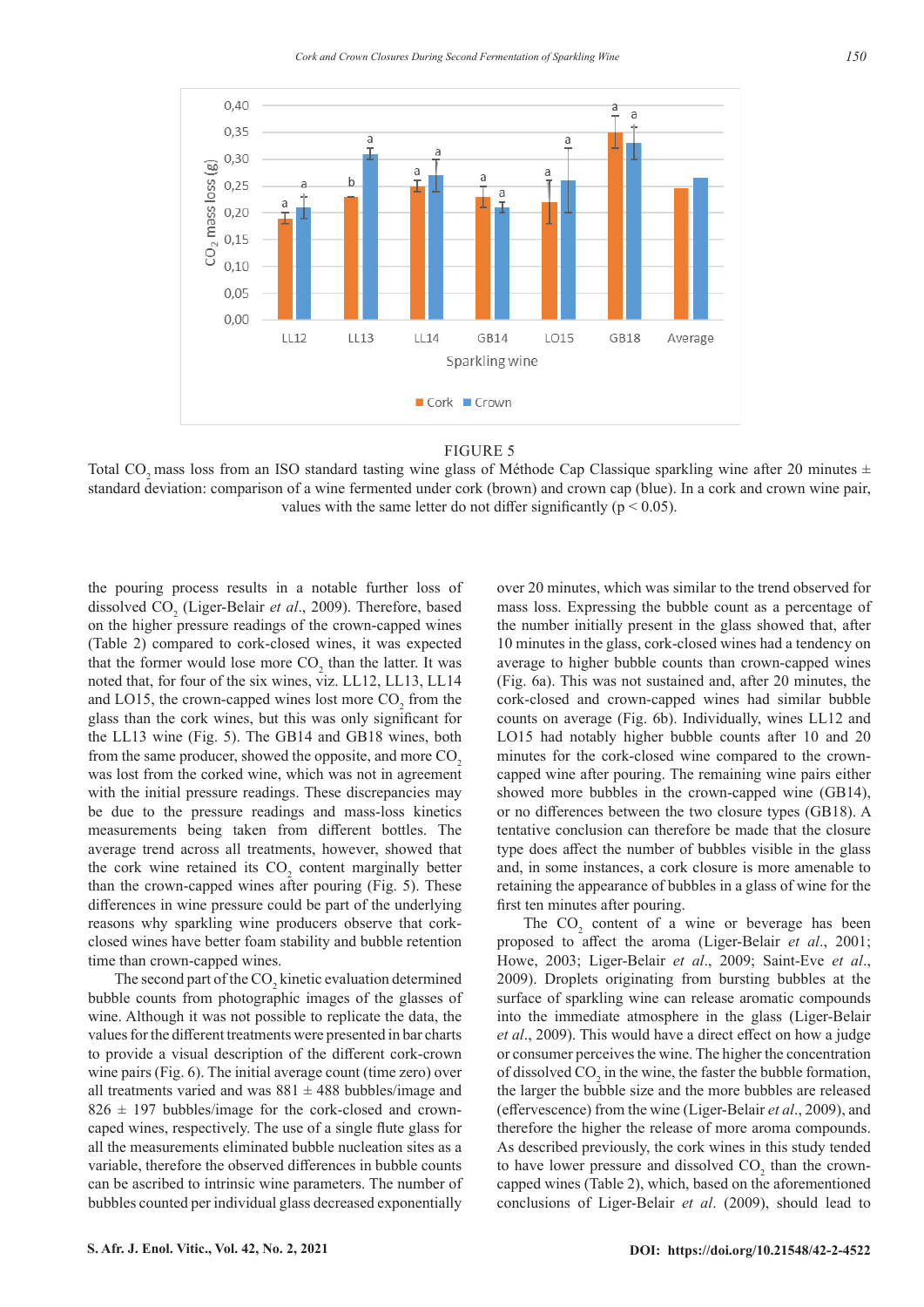0,40
0,35
0,30
0,25
0,20
0,15
0,10
0,05
0,00

$CO_2$ mass loss (g)

a a b a a a a a a a a a

LL12 LL13 LL14 GB14 LO15 GB18 Average

Sparkling wine

Cork Crown

FIGURE 5

Total $CO_2$ mass loss from an ISO standard tasting wine glass of Méthode Cap Classique sparkling wine after 20 minutes ± standard deviation: comparison of a wine fermented under cork (brown) and crown cap (blue). In a cork and crown wine pair, values with the same letter do not differ significantly ($p < 0.05$).

the pouring process results in a notable further loss of dissolved $CO_2$ (Liger-Belair *et al*., 2009). Therefore, based on the higher pressure readings of the crown-capped wines (Table 2) compared to cork-closed wines, it was expected that the former would lose more $CO_2$ than the latter. It was noted that, for four of the six wines, viz. LL12, LL13, LL14 and LO15, the crown-capped wines lost more $CO_2$ from the glass than the cork wines, but this was only significant for the LL13 wine (Fig. 5). The GB14 and GB18 wines, both from the same producer, showed the opposite, and more $CO_2$ was lost from the corked wine, which was not in agreement with the initial pressure readings. These discrepancies may be due to the pressure readings and mass-loss kinetics measurements being taken from different bottles. The average trend across all treatments, however, showed that the cork wine retained its $CO_2$ content marginally better than the crown-capped wines after pouring (Fig. 5). These differences in wine pressure could be part of the underlying reasons why sparkling wine producers observe that cork-closed wines have better foam stability and bubble retention time than crown-capped wines.

The second part of the $CO_2$ kinetic evaluation determined bubble counts from photographic images of the glasses of wine. Although it was not possible to replicate the data, the values for the different treatments were presented in bar charts to provide a visual description of the different cork-crown wine pairs (Fig. 6). The initial average count (time zero) over all treatments varied and was 881 ± 488 bubbles/image and 826 ± 197 bubbles/image for the cork-closed and crown-caped wines, respectively. The use of a single flute glass for all the measurements eliminated bubble nucleation sites as a variable, therefore the observed differences in bubble counts can be ascribed to intrinsic wine parameters. The number of bubbles counted per individual glass decreased exponentially over 20 minutes, which was similar to the trend observed for mass loss. Expressing the bubble count as a percentage of the number initially present in the glass showed that, after 10 minutes in the glass, cork-closed wines had a tendency on average to higher bubble counts than crown-capped wines (Fig. 6a). This was not sustained and, after 20 minutes, the cork-closed and crown-capped wines had similar bubble counts on average (Fig. 6b). Individually, wines LL12 and LO15 had notably higher bubble counts after 10 and 20 minutes for the cork-closed wine compared to the crown-capped wine after pouring. The remaining wine pairs either showed more bubbles in the crown-capped wine (GB14), or no differences between the two closure types (GB18). A tentative conclusion can therefore be made that the closure type does affect the number of bubbles visible in the glass and, in some instances, a cork closure is more amenable to retaining the appearance of bubbles in a glass of wine for the first ten minutes after pouring.

The $CO_2$ content of a wine or beverage has been proposed to affect the aroma (Liger-Belair *et al*., 2001; Howe, 2003; Liger-Belair *et al*., 2009; Saint-Eve *et al*., 2009). Droplets originating from bursting bubbles at the surface of sparkling wine can release aromatic compounds into the immediate atmosphere in the glass (Liger-Belair *et al*., 2009). This would have a direct effect on how a judge or consumer perceives the wine. The higher the concentration of dissolved $CO_2$ in the wine, the faster the bubble formation, the larger the bubble size and the more bubbles are released (effervescence) from the wine (Liger-Belair *et al*., 2009), and therefore the higher the release of more aroma compounds. As described previously, the cork wines in this study tended to have lower pressure and dissolved $CO_2$ than the crown-capped wines (Table 2), which, based on the aforementioned conclusions of Liger-Belair *et al*. (2009), should lead to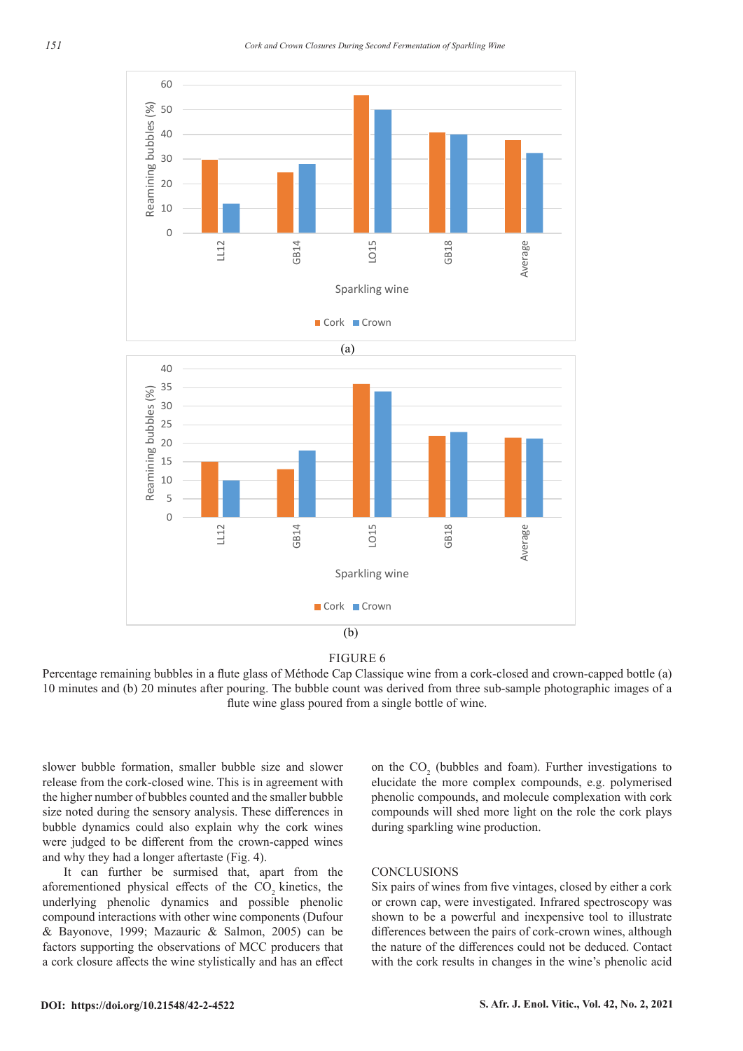60
50
40
30
20
10
0

Reamining bubbles (%)

LL12
GB14
LO15
GB18
Average

Sparkling wine

Cork Crown

(a)

40
35
30
25
20
15
10
5
0

Reamining bubbles (%)

LL12
GB14
LO15
GB18
Average

Sparkling wine

Cork Crown

(b)

FIGURE 6

Percentage remaining bubbles in a flute glass of Méthode Cap Classique wine from a cork-closed and crown-capped bottle (a) 10 minutes and (b) 20 minutes after pouring. The bubble count was derived from three sub-sample photographic images of a flute wine glass poured from a single bottle of wine.

slower bubble formation, smaller bubble size and slower release from the cork-closed wine. This is in agreement with the higher number of bubbles counted and the smaller bubble size noted during the sensory analysis. These differences in bubble dynamics could also explain why the cork wines were judged to be different from the crown-capped wines and why they had a longer aftertaste (Fig. 4).

It can further be surmised that, apart from the aforementioned physical effects of the $CO_2$ kinetics, the underlying phenolic dynamics and possible phenolic compound interactions with other wine components (Dufour & Bayonove, 1999; Mazauric & Salmon, 2005) can be factors supporting the observations of MCC producers that a cork closure affects the wine stylistically and has an effect on the $CO_2$ (bubbles and foam). Further investigations to elucidate the more complex compounds, e.g. polymerised phenolic compounds, and molecule complexation with cork compounds will shed more light on the role the cork plays during sparkling wine production.

## CONCLUSIONS

Six pairs of wines from five vintages, closed by either a cork or crown cap, were investigated. Infrared spectroscopy was shown to be a powerful and inexpensive tool to illustrate differences between the pairs of cork-crown wines, although the nature of the differences could not be deduced. Contact with the cork results in changes in the wine's phenolic acid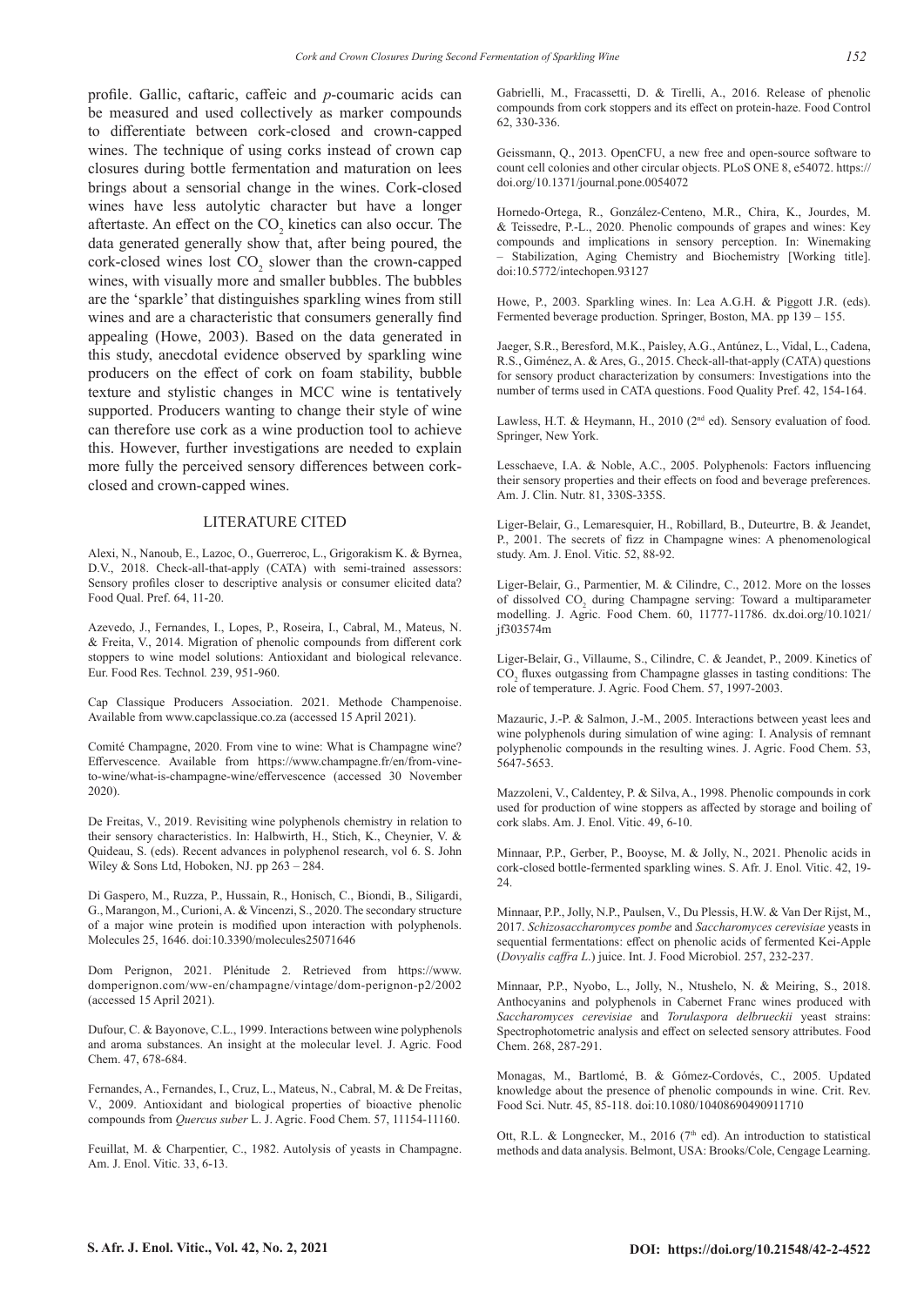profile. Gallic, caftaric, caffeic and *p*-coumaric acids can be measured and used collectively as marker compounds to differentiate between cork-closed and crown-capped wines. The technique of using corks instead of crown cap closures during bottle fermentation and maturation on lees brings about a sensorial change in the wines. Cork-closed wines have less autolytic character but have a longer aftertaste. An effect on the $CO_2$ kinetics can also occur. The data generated generally show that, after being poured, the cork-closed wines lost $CO_2$ slower than the crown-capped wines, with visually more and smaller bubbles. The bubbles are the 'sparkle' that distinguishes sparkling wines from still wines and are a characteristic that consumers generally find appealing (Howe, 2003). Based on the data generated in this study, anecdotal evidence observed by sparkling wine producers on the effect of cork on foam stability, bubble texture and stylistic changes in MCC wine is tentatively supported. Producers wanting to change their style of wine can therefore use cork as a wine production tool to achieve this. However, further investigations are needed to explain more fully the perceived sensory differences between cork-closed and crown-capped wines.

## LITERATURE CITED

Alexi, N., Nanoub, E., Lazoc, O., Guerreroc, L., Grigorakism K. & Byrnea, D.V., 2018. Check-all-that-apply (CATA) with semi-trained assessors: Sensory profiles closer to descriptive analysis or consumer elicited data? Food Qual. Pref. 64, 11-20.

Azevedo, J., Fernandes, I., Lopes, P., Roseira, I., Cabral, M., Mateus, N. & Freita, V., 2014. Migration of phenolic compounds from different cork stoppers to wine model solutions: Antioxidant and biological relevance. Eur. Food Res. Technol. 239, 951-960.

Cap Classique Producers Association. 2021. Methode Champenoise. Available from www.capclassique.co.za (accessed 15 April 2021).

Comité Champagne, 2020. From vine to wine: What is Champagne wine? Effervescence. Available from https://www.champagne.fr/en/from-vine-to-wine/what-is-champagne-wine/effervescence (accessed 30 November 2020).

De Freitas, V., 2019. Revisiting wine polyphenols chemistry in relation to their sensory characteristics. In: Halbwirth, H., Stich, K., Cheynier, V. & Quideau, S. (eds). Recent advances in polyphenol research, vol 6. S. John Wiley & Sons Ltd, Hoboken, NJ. pp 263 – 284.

Di Gaspero, M., Ruzza, P., Hussain, R., Honisch, C., Biondi, B., Siligardi, G., Marangon, M., Curioni, A. & Vincenzi, S., 2020. The secondary structure of a major wine protein is modified upon interaction with polyphenols. Molecules 25, 1646. doi:10.3390/molecules25071646

Dom Perignon, 2021. Plénitude 2. Retrieved from https://www.domperignon.com/ww-en/champagne/vintage/dom-perignon-p2/2002 (accessed 15 April 2021).

Dufour, C. & Bayonove, C.L., 1999. Interactions between wine polyphenols and aroma substances. An insight at the molecular level. J. Agric. Food Chem. 47, 678-684.

Fernandes, A., Fernandes, I., Cruz, L., Mateus, N., Cabral, M. & De Freitas, V., 2009. Antioxidant and biological properties of bioactive phenolic compounds from *Quercus suber* L. J. Agric. Food Chem. 57, 11154-11160.

Feuillat, M. & Charpentier, C., 1982. Autolysis of yeasts in Champagne. Am. J. Enol. Vitic. 33, 6-13.

Gabrielli, M., Fracassetti, D. & Tirelli, A., 2016. Release of phenolic compounds from cork stoppers and its effect on protein-haze. Food Control 62, 330-336.

Geissmann, Q., 2013. OpenCFU, a new free and open-source software to count cell colonies and other circular objects. PLoS ONE 8, e54072. https://doi.org/10.1371/journal.pone.0054072

Hornedo-Ortega, R., González-Centeno, M.R., Chira, K., Jourdes, M. & Teissedre, P.-L., 2020. Phenolic compounds of grapes and wines: Key compounds and implications in sensory perception. In: Winemaking – Stabilization, Aging Chemistry and Biochemistry [Working title]. doi:10.5772/intechopen.93127

Howe, P., 2003. Sparkling wines. In: Lea A.G.H. & Piggott J.R. (eds). Fermented beverage production. Springer, Boston, MA. pp 139 – 155.

Jaeger, S.R., Beresford, M.K., Paisley, A.G., Antúnez, L., Vidal, L., Cadena, R.S., Giménez, A. & Ares, G., 2015. Check-all-that-apply (CATA) questions for sensory product characterization by consumers: Investigations into the number of terms used in CATA questions. Food Quality Pref. 42, 154-164.

Lawless, H.T. & Heymann, H., 2010 (2nd ed). Sensory evaluation of food. Springer, New York.

Lesschaeve, I.A. & Noble, A.C., 2005. Polyphenols: Factors influencing their sensory properties and their effects on food and beverage preferences. Am. J. Clin. Nutr. 81, 330S-335S.

Liger-Belair, G., Lemaresquier, H., Robillard, B., Duteurtre, B. & Jeandet, P., 2001. The secrets of fizz in Champagne wines: A phenomenological study. Am. J. Enol. Vitic. 52, 88-92.

Liger-Belair, G., Parmentier, M. & Cilindre, C., 2012. More on the losses of dissolved $CO_2$ during Champagne serving: Toward a multiparameter modelling. J. Agric. Food Chem. 60, 11777-11786. dx.doi.org/10.1021/jf303574m

Liger-Belair, G., Villaume, S., Cilindre, C. & Jeandet, P., 2009. Kinetics of $CO_2$ fluxes outgassing from Champagne glasses in tasting conditions: The role of temperature. J. Agric. Food Chem. 57, 1997-2003.

Mazauric, J.-P. & Salmon, J.-M., 2005. Interactions between yeast lees and wine polyphenols during simulation of wine aging: I. Analysis of remnant polyphenolic compounds in the resulting wines. J. Agric. Food Chem. 53, 5647-5653.

Mazzoleni, V., Caldentey, P. & Silva, A., 1998. Phenolic compounds in cork used for production of wine stoppers as affected by storage and boiling of cork slabs. Am. J. Enol. Vitic. 49, 6-10.

Minnaar, P.P., Gerber, P., Booyse, M. & Jolly, N., 2021. Phenolic acids in cork-closed bottle-fermented sparkling wines. S. Afr. J. Enol. Vitic. 42, 19-24.

Minnaar, P.P., Jolly, N.P., Paulsen, V., Du Plessis, H.W. & Van Der Rijst, M., 2017. *Schizosaccharomyces pombe* and *Saccharomyces cerevisiae* yeasts in sequential fermentations: effect on phenolic acids of fermented Kei-Apple (*Dovyalis caffra L.*) juice. Int. J. Food Microbiol. 257, 232-237.

Minnaar, P.P., Nyobo, L., Jolly, N., Ntushelo, N. & Meiring, S., 2018. Anthocyanins and polyphenols in Cabernet Franc wines produced with *Saccharomyces cerevisiae* and *Torulaspora delbrueckii* yeast strains: Spectrophotometric analysis and effect on selected sensory attributes. Food Chem. 268, 287-291.

Monagas, M., Bartlomé, B. & Gómez-Cordovés, C., 2005. Updated knowledge about the presence of phenolic compounds in wine. Crit. Rev. Food Sci. Nutr. 45, 85-118. doi:10.1080/10408690490911710

Ott, R.L. & Longnecker, M., 2016 (7th ed). An introduction to statistical methods and data analysis. Belmont, USA: Brooks/Cole, Cengage Learning.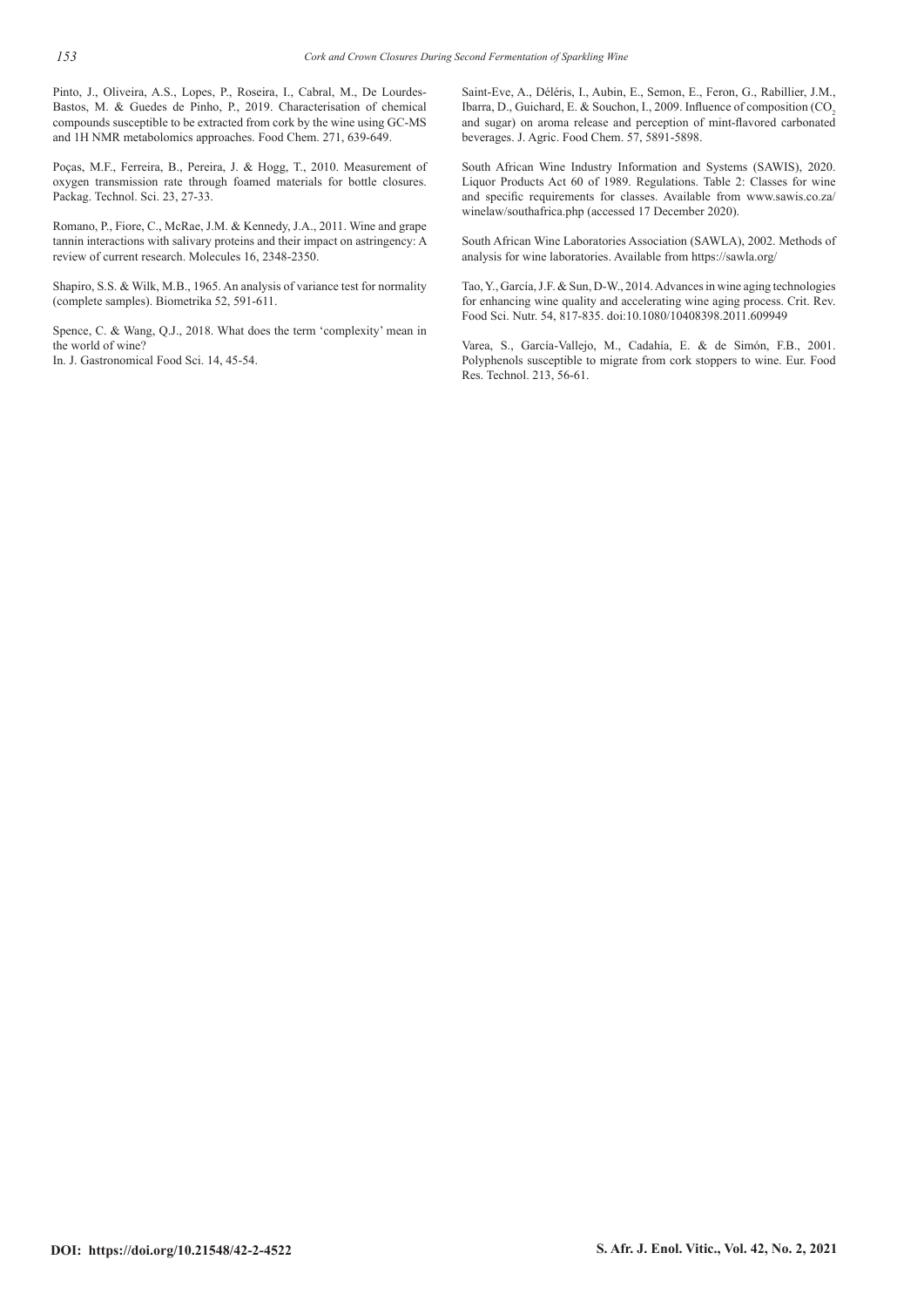Pinto, J., Oliveira, A.S., Lopes, P., Roseira, I., Cabral, M., De Lourdes-Bastos, M. & Guedes de Pinho, P., 2019. Characterisation of chemical compounds susceptible to be extracted from cork by the wine using GC-MS and 1H NMR metabolomics approaches. Food Chem. 271, 639-649.

Poças, M.F., Ferreira, B., Pereira, J. & Hogg, T., 2010. Measurement of oxygen transmission rate through foamed materials for bottle closures. Packag. Technol. Sci. 23, 27-33.

Romano, P., Fiore, C., McRae, J.M. & Kennedy, J.A., 2011. Wine and grape tannin interactions with salivary proteins and their impact on astringency: A review of current research. Molecules 16, 2348-2350.

Shapiro, S.S. & Wilk, M.B., 1965. An analysis of variance test for normality (complete samples). Biometrika 52, 591-611.

Spence, C. & Wang, Q.J., 2018. What does the term 'complexity' mean in the world of wine?
In. J. Gastronomical Food Sci. 14, 45-54.

Saint-Eve, A., Déléris, I., Aubin, E., Semon, E., Feron, G., Rabillier, J.M., Ibarra, D., Guichard, E. & Souchon, I., 2009. Influence of composition ($CO_2$ and sugar) on aroma release and perception of mint-flavored carbonated beverages. J. Agric. Food Chem. 57, 5891-5898.

South African Wine Industry Information and Systems (SAWIS), 2020. Liquor Products Act 60 of 1989. Regulations. Table 2: Classes for wine and specific requirements for classes. Available from www.sawis.co.za/winelaw/southafrica.php (accessed 17 December 2020).

South African Wine Laboratories Association (SAWLA), 2002. Methods of analysis for wine laboratories. Available from https://sawla.org/

Tao, Y., García, J.F. & Sun, D-W., 2014. Advances in wine aging technologies for enhancing wine quality and accelerating wine aging process. Crit. Rev. Food Sci. Nutr. 54, 817-835. doi:10.1080/10408398.2011.609949

Varea, S., García-Vallejo, M., Cadahía, E. & de Simón, F.B., 2001. Polyphenols susceptible to migrate from cork stoppers to wine. Eur. Food Res. Technol. 213, 56-61.